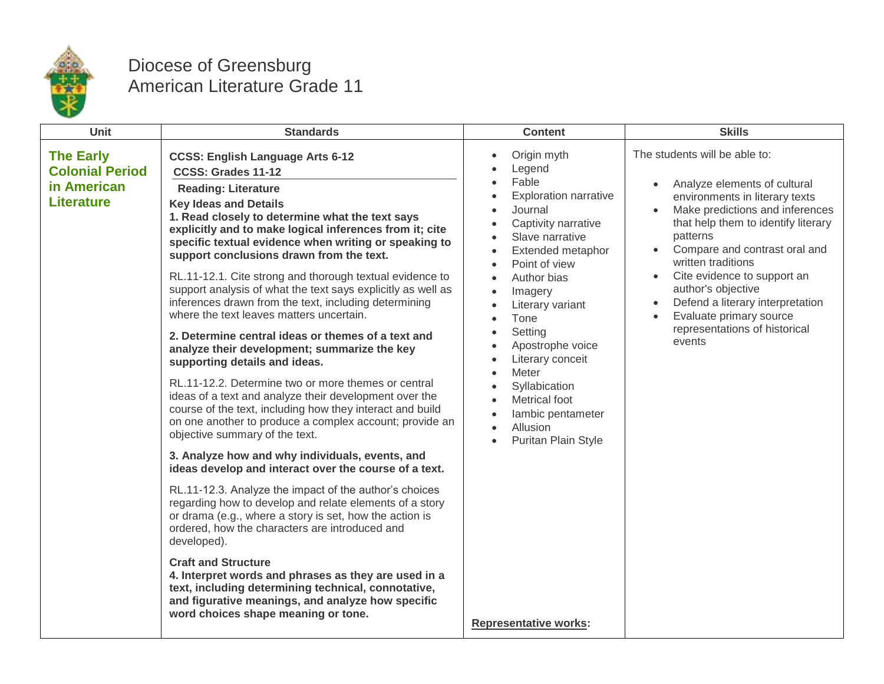# Diocese of Greensburg
# American Literature Grade 11

| Unit | Standards | Content | Skills |
|---|---|---|---|
| **The Early Colonial Period in American Literature** | **CCSS: English Language Arts 6-12**<br>**CCSS: Grades 11-12**<br>**Reading: Literature**<br>**Key Ideas and Details**<br>**1. Read closely to determine what the text says explicitly and to make logical inferences from it; cite specific textual evidence when writing or speaking to support conclusions drawn from the text.**<br><br>RL.11-12.1. Cite strong and thorough textual evidence to support analysis of what the text says explicitly as well as inferences drawn from the text, including determining where the text leaves matters uncertain.<br><br>**2. Determine central ideas or themes of a text and analyze their development; summarize the key supporting details and ideas.**<br><br>RL.11-12.2. Determine two or more themes or central ideas of a text and analyze their development over the course of the text, including how they interact and build on one another to produce a complex account; provide an objective summary of the text.<br><br>**3. Analyze how and why individuals, events, and ideas develop and interact over the course of a text.**<br><br>RL.11-12.3. Analyze the impact of the author's choices regarding how to develop and relate elements of a story or drama (e.g., where a story is set, how the action is ordered, how the characters are introduced and developed).<br><br>**Craft and Structure**<br>**4. Interpret words and phrases as they are used in a text, including determining technical, connotative, and figurative meanings, and analyze how specific word choices shape meaning or tone.** | • Origin myth<br>• Legend<br>• Fable<br>• Exploration narrative<br>• Journal<br>• Captivity narrative<br>• Slave narrative<br>• Extended metaphor<br>• Point of view<br>• Author bias<br>• Imagery<br>• Literary variant<br>• Tone<br>• Setting<br>• Apostrophe voice<br>• Literary conceit<br>• Meter<br>• Syllabication<br>• Metrical foot<br>• Iambic pentameter<br>• Allusion<br>• Puritan Plain Style<br><br>**Representative works:** | The students will be able to:<br><br>• Analyze elements of cultural environments in literary texts<br>• Make predictions and inferences that help them to identify literary patterns<br>• Compare and contrast oral and written traditions<br>• Cite evidence to support an author's objective<br>• Defend a literary interpretation<br>• Evaluate primary source representations of historical events |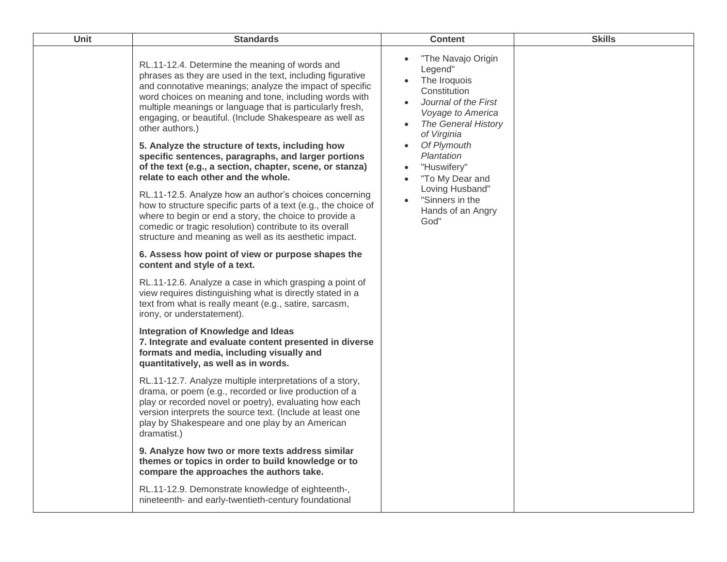| Unit | Standards | Content | Skills |
|---|---|---|---|
| | RL.11-12.4. Determine the meaning of words and phrases as they are used in the text, including figurative and connotative meanings; analyze the impact of specific word choices on meaning and tone, including words with multiple meanings or language that is particularly fresh, engaging, or beautiful. (Include Shakespeare as well as other authors.)<br><br>**5. Analyze the structure of texts, including how specific sentences, paragraphs, and larger portions of the text (e.g., a section, chapter, scene, or stanza) relate to each other and the whole.**<br><br>RL.11-12.5. Analyze how an author's choices concerning how to structure specific parts of a text (e.g., the choice of where to begin or end a story, the choice to provide a comedic or tragic resolution) contribute to its overall structure and meaning as well as its aesthetic impact.<br><br>**6. Assess how point of view or purpose shapes the content and style of a text.**<br><br>RL.11-12.6. Analyze a case in which grasping a point of view requires distinguishing what is directly stated in a text from what is really meant (e.g., satire, sarcasm, irony, or understatement).<br><br>**Integration of Knowledge and Ideas**<br>**7. Integrate and evaluate content presented in diverse formats and media, including visually and quantitatively, as well as in words.**<br><br>RL.11-12.7. Analyze multiple interpretations of a story, drama, or poem (e.g., recorded or live production of a play or recorded novel or poetry), evaluating how each version interprets the source text. (Include at least one play by Shakespeare and one play by an American dramatist.)<br><br>**9. Analyze how two or more texts address similar themes or topics in order to build knowledge or to compare the approaches the authors take.**<br><br>RL.11-12.9. Demonstrate knowledge of eighteenth-, nineteenth- and early-twentieth-century foundational | • "The Navajo Origin Legend"<br>• The Iroquois Constitution<br>• *Journal of the First Voyage to America*<br>• *The General History of Virginia*<br>• *Of Plymouth Plantation*<br>• "Huswifery"<br>• "To My Dear and Loving Husband"<br>• "Sinners in the Hands of an Angry God" | |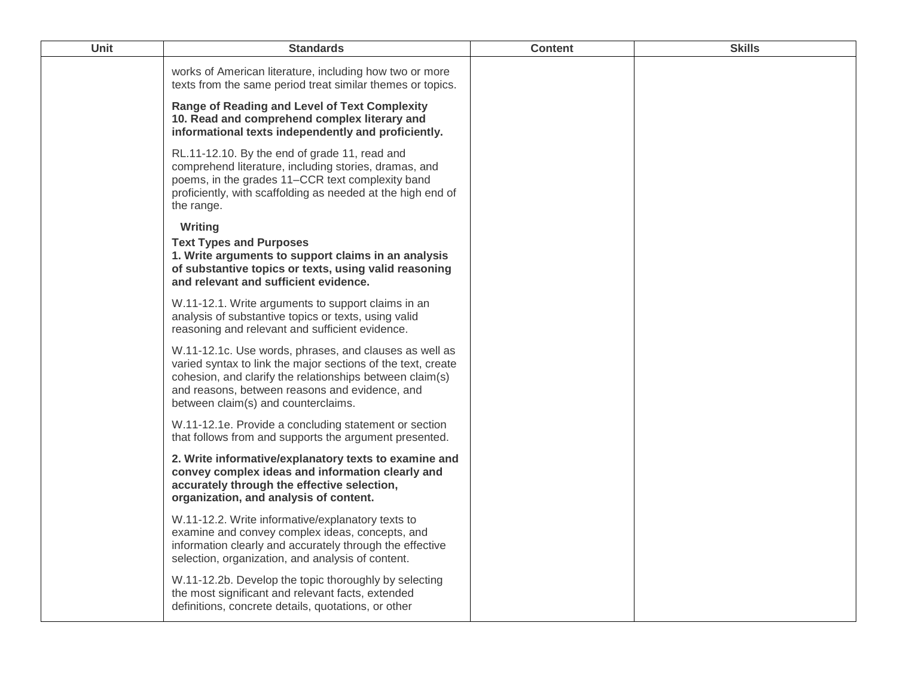| Unit | Standards | Content | Skills |
| --- | --- | --- | --- |
| | works of American literature, including how two or more texts from the same period treat similar themes or topics.<br><br>**Range of Reading and Level of Text Complexity**<br>**10. Read and comprehend complex literary and informational texts independently and proficiently.**<br><br>RL.11-12.10. By the end of grade 11, read and comprehend literature, including stories, dramas, and poems, in the grades 11–CCR text complexity band proficiently, with scaffolding as needed at the high end of the range.<br><br>**Writing**<br>**Text Types and Purposes**<br>**1. Write arguments to support claims in an analysis of substantive topics or texts, using valid reasoning and relevant and sufficient evidence.**<br><br>W.11-12.1. Write arguments to support claims in an analysis of substantive topics or texts, using valid reasoning and relevant and sufficient evidence.<br><br>W.11-12.1c. Use words, phrases, and clauses as well as varied syntax to link the major sections of the text, create cohesion, and clarify the relationships between claim(s) and reasons, between reasons and evidence, and between claim(s) and counterclaims.<br><br>W.11-12.1e. Provide a concluding statement or section that follows from and supports the argument presented.<br><br>**2. Write informative/explanatory texts to examine and convey complex ideas and information clearly and accurately through the effective selection, organization, and analysis of content.**<br><br>W.11-12.2. Write informative/explanatory texts to examine and convey complex ideas, concepts, and information clearly and accurately through the effective selection, organization, and analysis of content.<br><br>W.11-12.2b. Develop the topic thoroughly by selecting the most significant and relevant facts, extended definitions, concrete details, quotations, or other | | |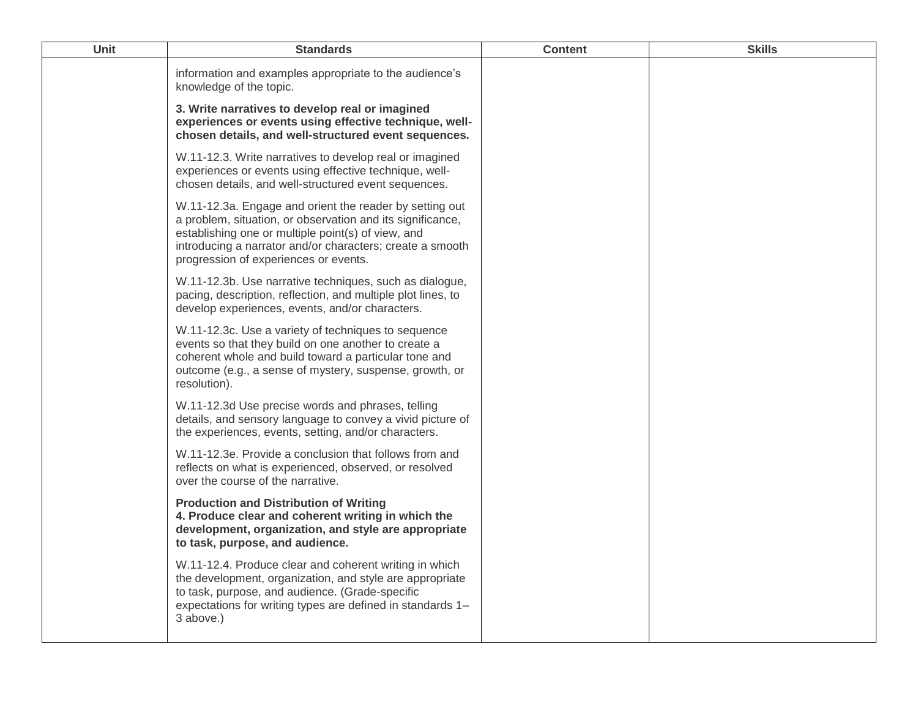| Unit | Standards | Content | Skills |
|---|---|---|---|
| | information and examples appropriate to the audience's knowledge of the topic.<br><br>**3. Write narratives to develop real or imagined experiences or events using effective technique, well-chosen details, and well-structured event sequences.**<br><br>W.11-12.3. Write narratives to develop real or imagined experiences or events using effective technique, well-chosen details, and well-structured event sequences.<br><br>W.11-12.3a. Engage and orient the reader by setting out a problem, situation, or observation and its significance, establishing one or multiple point(s) of view, and introducing a narrator and/or characters; create a smooth progression of experiences or events.<br><br>W.11-12.3b. Use narrative techniques, such as dialogue, pacing, description, reflection, and multiple plot lines, to develop experiences, events, and/or characters.<br><br>W.11-12.3c. Use a variety of techniques to sequence events so that they build on one another to create a coherent whole and build toward a particular tone and outcome (e.g., a sense of mystery, suspense, growth, or resolution).<br><br>W.11-12.3d Use precise words and phrases, telling details, and sensory language to convey a vivid picture of the experiences, events, setting, and/or characters.<br><br>W.11-12.3e. Provide a conclusion that follows from and reflects on what is experienced, observed, or resolved over the course of the narrative.<br><br>**Production and Distribution of Writing**<br>**4. Produce clear and coherent writing in which the development, organization, and style are appropriate to task, purpose, and audience.**<br><br>W.11-12.4. Produce clear and coherent writing in which the development, organization, and style are appropriate to task, purpose, and audience. (Grade-specific expectations for writing types are defined in standards 1–3 above.) | | |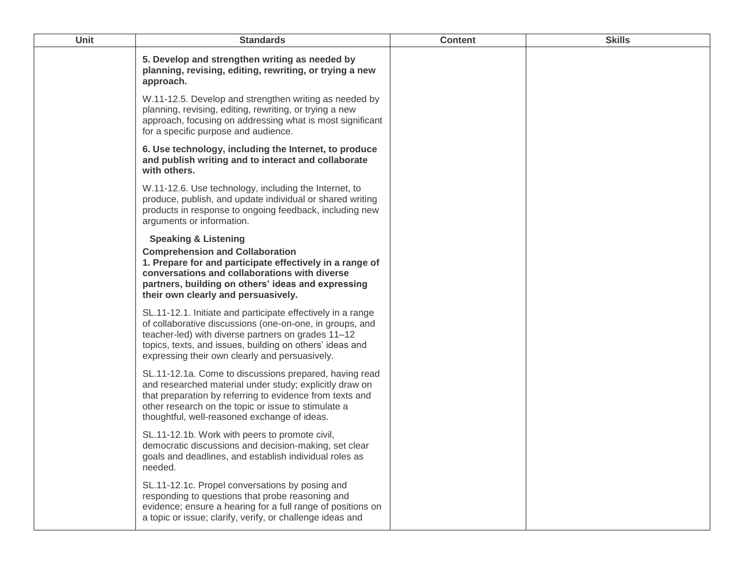| Unit | Standards | Content | Skills |
|---|---|---|---|
| | **5. Develop and strengthen writing as needed by planning, revising, editing, rewriting, or trying a new approach.**<br><br>W.11-12.5. Develop and strengthen writing as needed by planning, revising, editing, rewriting, or trying a new approach, focusing on addressing what is most significant for a specific purpose and audience.<br><br>**6. Use technology, including the Internet, to produce and publish writing and to interact and collaborate with others.**<br><br>W.11-12.6. Use technology, including the Internet, to produce, publish, and update individual or shared writing products in response to ongoing feedback, including new arguments or information.<br><br>**Speaking & Listening**<br>**Comprehension and Collaboration**<br>**1. Prepare for and participate effectively in a range of conversations and collaborations with diverse partners, building on others' ideas and expressing their own clearly and persuasively.**<br><br>SL.11-12.1. Initiate and participate effectively in a range of collaborative discussions (one-on-one, in groups, and teacher-led) with diverse partners on grades 11–12 topics, texts, and issues, building on others' ideas and expressing their own clearly and persuasively.<br><br>SL.11-12.1a. Come to discussions prepared, having read and researched material under study; explicitly draw on that preparation by referring to evidence from texts and other research on the topic or issue to stimulate a thoughtful, well-reasoned exchange of ideas.<br><br>SL.11-12.1b. Work with peers to promote civil, democratic discussions and decision-making, set clear goals and deadlines, and establish individual roles as needed.<br><br>SL.11-12.1c. Propel conversations by posing and responding to questions that probe reasoning and evidence; ensure a hearing for a full range of positions on a topic or issue; clarify, verify, or challenge ideas and | | |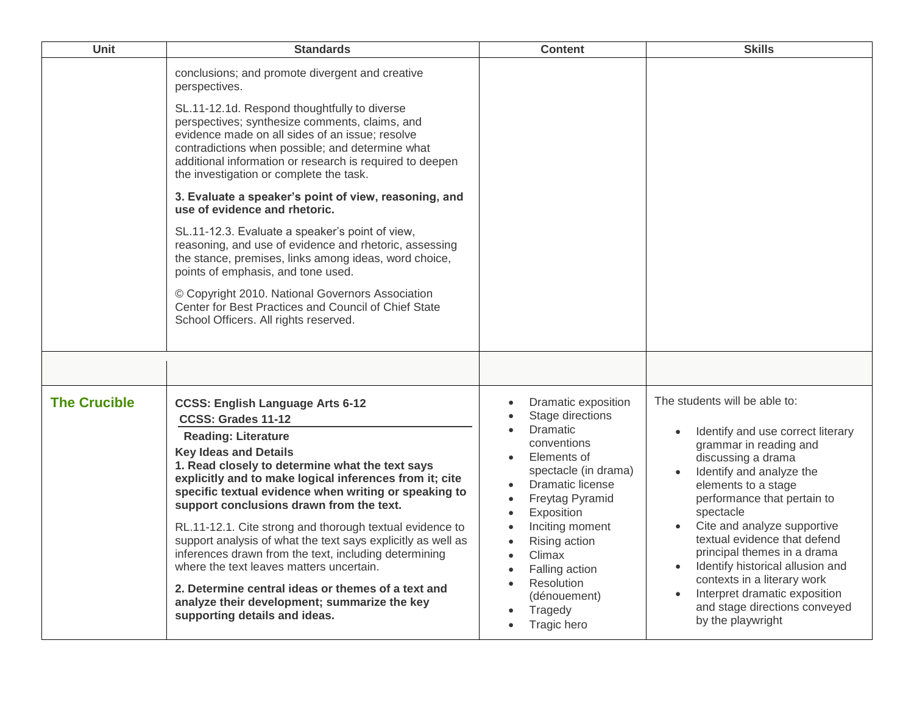| Unit | Standards | Content | Skills |
|---|---|---|---|
| | conclusions; and promote divergent and creative perspectives.<br><br>SL.11-12.1d. Respond thoughtfully to diverse perspectives; synthesize comments, claims, and evidence made on all sides of an issue; resolve contradictions when possible; and determine what additional information or research is required to deepen the investigation or complete the task.<br><br>**3. Evaluate a speaker's point of view, reasoning, and use of evidence and rhetoric.**<br><br>SL.11-12.3. Evaluate a speaker's point of view, reasoning, and use of evidence and rhetoric, assessing the stance, premises, links among ideas, word choice, points of emphasis, and tone used.<br><br>© Copyright 2010. National Governors Association Center for Best Practices and Council of Chief State School Officers. All rights reserved. | | |
| | | | |
| **The Crucible** | **CCSS: English Language Arts 6-12**<br>**CCSS: Grades 11-12**<br>**Reading: Literature**<br>**Key Ideas and Details**<br>**1. Read closely to determine what the text says explicitly and to make logical inferences from it; cite specific textual evidence when writing or speaking to support conclusions drawn from the text.**<br><br>RL.11-12.1. Cite strong and thorough textual evidence to support analysis of what the text says explicitly as well as inferences drawn from the text, including determining where the text leaves matters uncertain.<br><br>**2. Determine central ideas or themes of a text and analyze their development; summarize the key supporting details and ideas.** | • Dramatic exposition<br>• Stage directions<br>• Dramatic conventions<br>• Elements of spectacle (in drama)<br>• Dramatic license<br>• Freytag Pyramid<br>• Exposition<br>• Inciting moment<br>• Rising action<br>• Climax<br>• Falling action<br>• Resolution (dénouement)<br>• Tragedy<br>• Tragic hero | The students will be able to:<br><br>• Identify and use correct literary grammar in reading and discussing a drama<br>• Identify and analyze the elements to a stage performance that pertain to spectacle<br>• Cite and analyze supportive textual evidence that defend principal themes in a drama<br>• Identify historical allusion and contexts in a literary work<br>• Interpret dramatic exposition and stage directions conveyed by the playwright |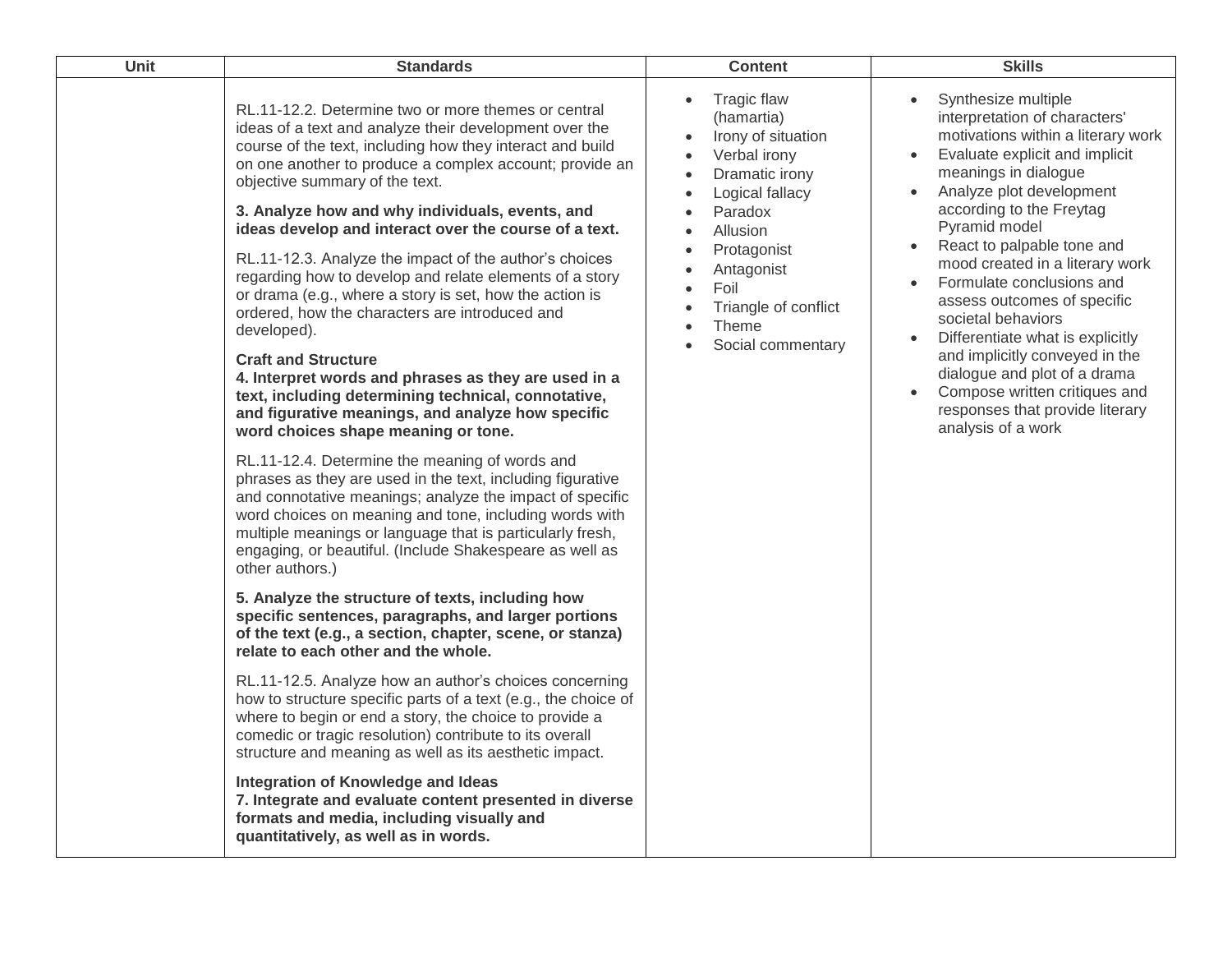| Unit | Standards | Content | Skills |
| --- | --- | --- | --- |
| | RL.11-12.2. Determine two or more themes or central ideas of a text and analyze their development over the course of the text, including how they interact and build on one another to produce a complex account; provide an objective summary of the text.<br><br>**3. Analyze how and why individuals, events, and ideas develop and interact over the course of a text.**<br><br>RL.11-12.3. Analyze the impact of the author's choices regarding how to develop and relate elements of a story or drama (e.g., where a story is set, how the action is ordered, how the characters are introduced and developed).<br><br>**Craft and Structure**<br>**4. Interpret words and phrases as they are used in a text, including determining technical, connotative, and figurative meanings, and analyze how specific word choices shape meaning or tone.**<br><br>RL.11-12.4. Determine the meaning of words and phrases as they are used in the text, including figurative and connotative meanings; analyze the impact of specific word choices on meaning and tone, including words with multiple meanings or language that is particularly fresh, engaging, or beautiful. (Include Shakespeare as well as other authors.)<br><br>**5. Analyze the structure of texts, including how specific sentences, paragraphs, and larger portions of the text (e.g., a section, chapter, scene, or stanza) relate to each other and the whole.**<br><br>RL.11-12.5. Analyze how an author's choices concerning how to structure specific parts of a text (e.g., the choice of where to begin or end a story, the choice to provide a comedic or tragic resolution) contribute to its overall structure and meaning as well as its aesthetic impact.<br><br>**Integration of Knowledge and Ideas**<br>**7. Integrate and evaluate content presented in diverse formats and media, including visually and quantitatively, as well as in words.** | • Tragic flaw (hamartia)<br>• Irony of situation<br>• Verbal irony<br>• Dramatic irony<br>• Logical fallacy<br>• Paradox<br>• Allusion<br>• Protagonist<br>• Antagonist<br>• Foil<br>• Triangle of conflict<br>• Theme<br>• Social commentary | • Synthesize multiple interpretation of characters' motivations within a literary work<br>• Evaluate explicit and implicit meanings in dialogue<br>• Analyze plot development according to the Freytag Pyramid model<br>• React to palpable tone and mood created in a literary work<br>• Formulate conclusions and assess outcomes of specific societal behaviors<br>• Differentiate what is explicitly and implicitly conveyed in the dialogue and plot of a drama<br>• Compose written critiques and responses that provide literary analysis of a work |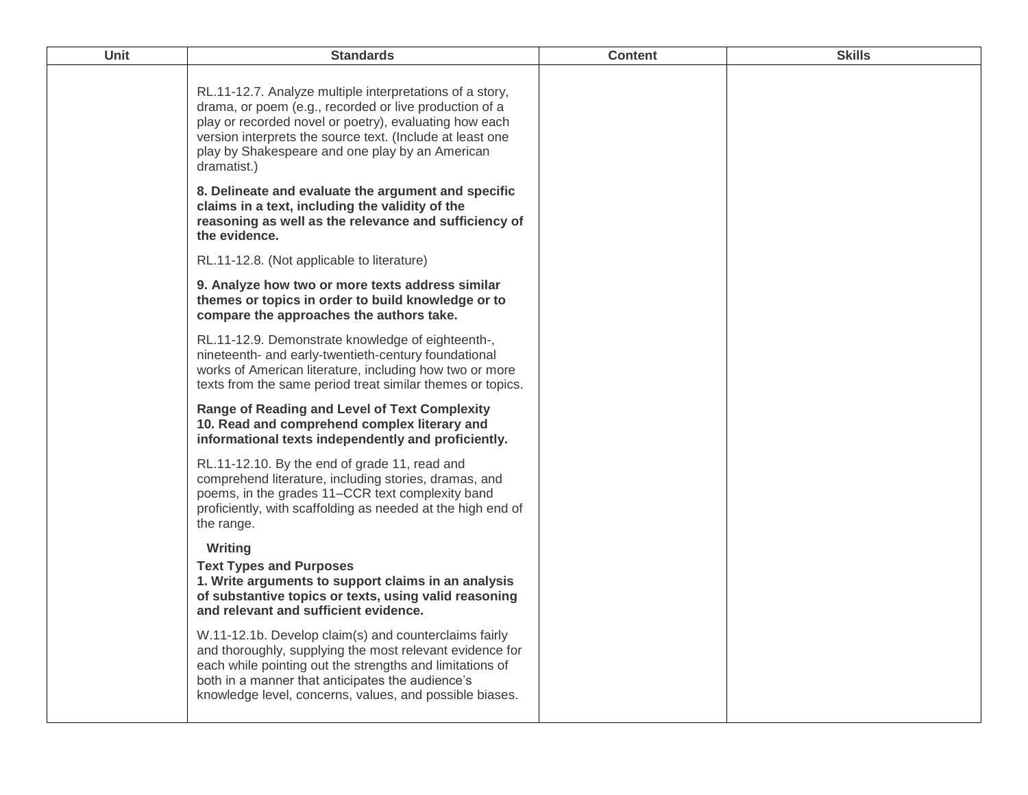| Unit | Standards | Content | Skills |
|---|---|---|---|
| | RL.11-12.7. Analyze multiple interpretations of a story, drama, or poem (e.g., recorded or live production of a play or recorded novel or poetry), evaluating how each version interprets the source text. (Include at least one play by Shakespeare and one play by an American dramatist.)<br><br>**8. Delineate and evaluate the argument and specific claims in a text, including the validity of the reasoning as well as the relevance and sufficiency of the evidence.**<br><br>RL.11-12.8. (Not applicable to literature)<br><br>**9. Analyze how two or more texts address similar themes or topics in order to build knowledge or to compare the approaches the authors take.**<br><br>RL.11-12.9. Demonstrate knowledge of eighteenth-, nineteenth- and early-twentieth-century foundational works of American literature, including how two or more texts from the same period treat similar themes or topics.<br><br>**Range of Reading and Level of Text Complexity**<br>**10. Read and comprehend complex literary and informational texts independently and proficiently.**<br><br>RL.11-12.10. By the end of grade 11, read and comprehend literature, including stories, dramas, and poems, in the grades 11–CCR text complexity band proficiently, with scaffolding as needed at the high end of the range.<br><br>**Writing**<br>**Text Types and Purposes**<br>**1. Write arguments to support claims in an analysis of substantive topics or texts, using valid reasoning and relevant and sufficient evidence.**<br><br>W.11-12.1b. Develop claim(s) and counterclaims fairly and thoroughly, supplying the most relevant evidence for each while pointing out the strengths and limitations of both in a manner that anticipates the audience's knowledge level, concerns, values, and possible biases. | | |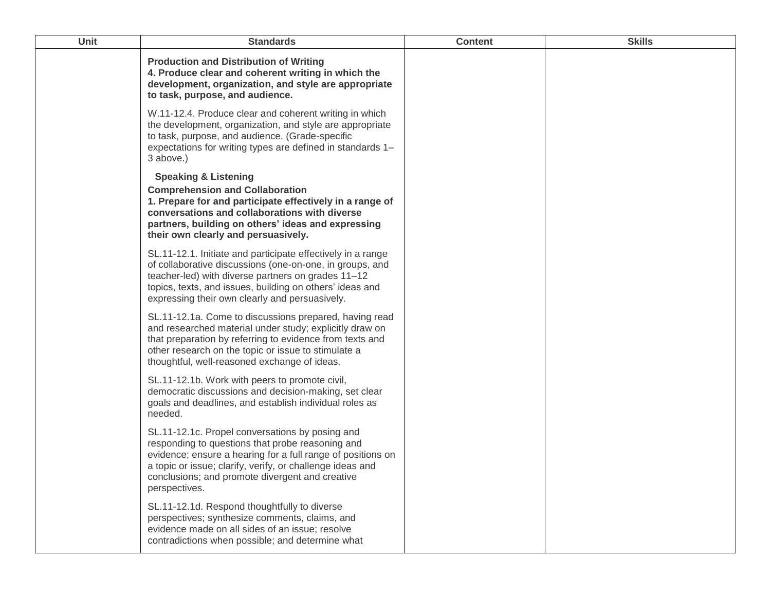| Unit | Standards | Content | Skills |
|---|---|---|---|
| | **Production and Distribution of Writing**<br>**4. Produce clear and coherent writing in which the development, organization, and style are appropriate to task, purpose, and audience.**<br><br>W.11-12.4. Produce clear and coherent writing in which the development, organization, and style are appropriate to task, purpose, and audience. (Grade-specific expectations for writing types are defined in standards 1–3 above.)<br><br>**Speaking & Listening**<br>**Comprehension and Collaboration**<br>**1. Prepare for and participate effectively in a range of conversations and collaborations with diverse partners, building on others' ideas and expressing their own clearly and persuasively.**<br><br>SL.11-12.1. Initiate and participate effectively in a range of collaborative discussions (one-on-one, in groups, and teacher-led) with diverse partners on grades 11–12 topics, texts, and issues, building on others' ideas and expressing their own clearly and persuasively.<br><br>SL.11-12.1a. Come to discussions prepared, having read and researched material under study; explicitly draw on that preparation by referring to evidence from texts and other research on the topic or issue to stimulate a thoughtful, well-reasoned exchange of ideas.<br><br>SL.11-12.1b. Work with peers to promote civil, democratic discussions and decision-making, set clear goals and deadlines, and establish individual roles as needed.<br><br>SL.11-12.1c. Propel conversations by posing and responding to questions that probe reasoning and evidence; ensure a hearing for a full range of positions on a topic or issue; clarify, verify, or challenge ideas and conclusions; and promote divergent and creative perspectives.<br><br>SL.11-12.1d. Respond thoughtfully to diverse perspectives; synthesize comments, claims, and evidence made on all sides of an issue; resolve contradictions when possible; and determine what | | |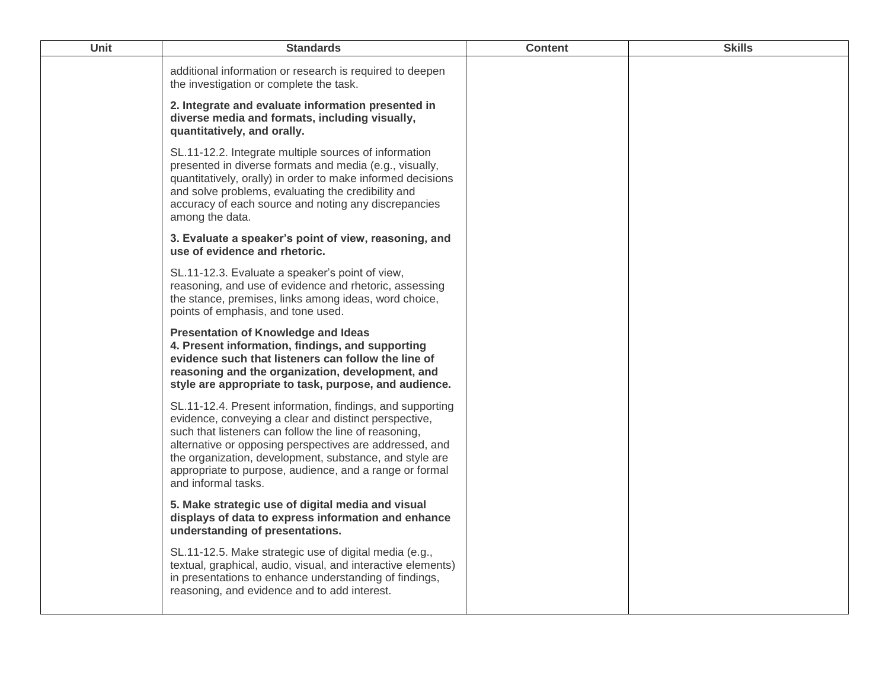| Unit | Standards | Content | Skills |
|---|---|---|---|
| | additional information or research is required to deepen the investigation or complete the task.<br><br>**2. Integrate and evaluate information presented in diverse media and formats, including visually, quantitatively, and orally.**<br><br>SL.11-12.2. Integrate multiple sources of information presented in diverse formats and media (e.g., visually, quantitatively, orally) in order to make informed decisions and solve problems, evaluating the credibility and accuracy of each source and noting any discrepancies among the data.<br><br>**3. Evaluate a speaker's point of view, reasoning, and use of evidence and rhetoric.**<br><br>SL.11-12.3. Evaluate a speaker's point of view, reasoning, and use of evidence and rhetoric, assessing the stance, premises, links among ideas, word choice, points of emphasis, and tone used.<br><br>**Presentation of Knowledge and Ideas**<br>**4. Present information, findings, and supporting evidence such that listeners can follow the line of reasoning and the organization, development, and style are appropriate to task, purpose, and audience.**<br><br>SL.11-12.4. Present information, findings, and supporting evidence, conveying a clear and distinct perspective, such that listeners can follow the line of reasoning, alternative or opposing perspectives are addressed, and the organization, development, substance, and style are appropriate to purpose, audience, and a range or formal and informal tasks.<br><br>**5. Make strategic use of digital media and visual displays of data to express information and enhance understanding of presentations.**<br><br>SL.11-12.5. Make strategic use of digital media (e.g., textual, graphical, audio, visual, and interactive elements) in presentations to enhance understanding of findings, reasoning, and evidence and to add interest. | | |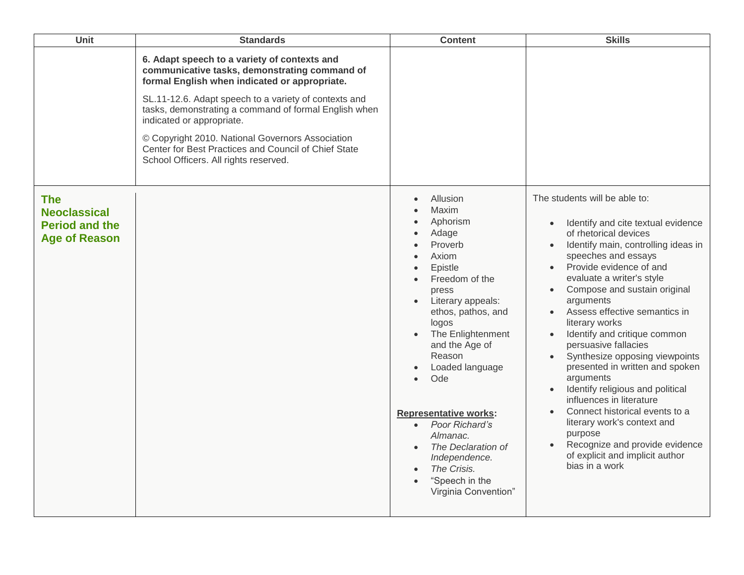| Unit | Standards | Content | Skills |
|---|---|---|---|
| | **6. Adapt speech to a variety of contexts and communicative tasks, demonstrating command of formal English when indicated or appropriate.**<br><br>SL.11-12.6. Adapt speech to a variety of contexts and tasks, demonstrating a command of formal English when indicated or appropriate.<br><br>© Copyright 2010. National Governors Association Center for Best Practices and Council of Chief State School Officers. All rights reserved. | | |
| **The Neoclassical Period and the Age of Reason** | | • Allusion<br>• Maxim<br>• Aphorism<br>• Adage<br>• Proverb<br>• Axiom<br>• Epistle<br>• Freedom of the press<br>• Literary appeals: ethos, pathos, and logos<br>• The Enlightenment and the Age of Reason<br>• Loaded language<br>• Ode<br><br>**Representative works:**<br>• *Poor Richard's Almanac.*<br>• *The Declaration of Independence.*<br>• *The Crisis.*<br>• "Speech in the Virginia Convention" | The students will be able to:<br><br>• Identify and cite textual evidence of rhetorical devices<br>• Identify main, controlling ideas in speeches and essays<br>• Provide evidence of and evaluate a writer's style<br>• Compose and sustain original arguments<br>• Assess effective semantics in literary works<br>• Identify and critique common persuasive fallacies<br>• Synthesize opposing viewpoints presented in written and spoken arguments<br>• Identify religious and political influences in literature<br>• Connect historical events to a literary work's context and purpose<br>• Recognize and provide evidence of explicit and implicit author bias in a work |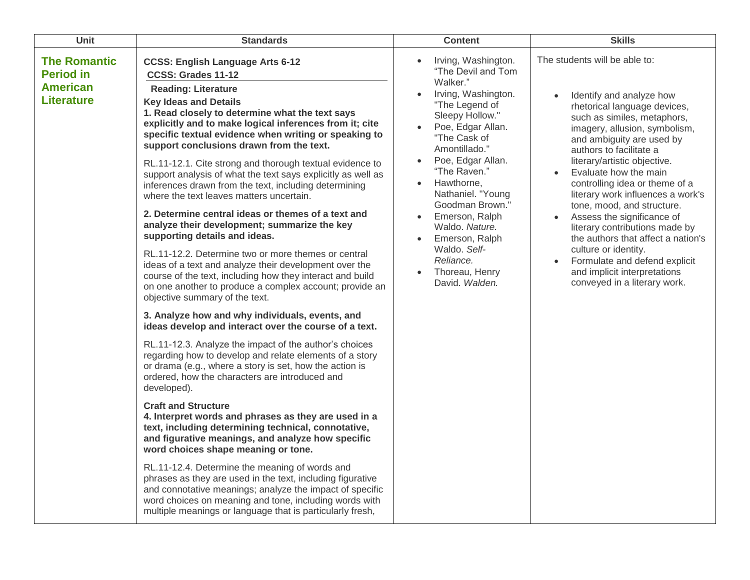| Unit | Standards | Content | Skills |
| --- | --- | --- | --- |
| **The Romantic Period in American Literature** | **CCSS: English Language Arts 6-12**<br>**CCSS: Grades 11-12**<br>**Reading: Literature**<br>**Key Ideas and Details**<br>**1. Read closely to determine what the text says explicitly and to make logical inferences from it; cite specific textual evidence when writing or speaking to support conclusions drawn from the text.**<br><br>RL.11-12.1. Cite strong and thorough textual evidence to support analysis of what the text says explicitly as well as inferences drawn from the text, including determining where the text leaves matters uncertain.<br><br>**2. Determine central ideas or themes of a text and analyze their development; summarize the key supporting details and ideas.**<br><br>RL.11-12.2. Determine two or more themes or central ideas of a text and analyze their development over the course of the text, including how they interact and build on one another to produce a complex account; provide an objective summary of the text.<br><br>**3. Analyze how and why individuals, events, and ideas develop and interact over the course of a text.**<br><br>RL.11-12.3. Analyze the impact of the author's choices regarding how to develop and relate elements of a story or drama (e.g., where a story is set, how the action is ordered, how the characters are introduced and developed).<br><br>**Craft and Structure**<br>**4. Interpret words and phrases as they are used in a text, including determining technical, connotative, and figurative meanings, and analyze how specific word choices shape meaning or tone.**<br><br>RL.11-12.4. Determine the meaning of words and phrases as they are used in the text, including figurative and connotative meanings; analyze the impact of specific word choices on meaning and tone, including words with multiple meanings or language that is particularly fresh, | • Irving, Washington. "The Devil and Tom Walker."<br>• Irving, Washington. "The Legend of Sleepy Hollow."<br>• Poe, Edgar Allan. "The Cask of Amontillado."<br>• Poe, Edgar Allan. "The Raven."<br>• Hawthorne, Nathaniel. "Young Goodman Brown."<br>• Emerson, Ralph Waldo. *Nature.*<br>• Emerson, Ralph Waldo. *Self-Reliance.*<br>• Thoreau, Henry David. *Walden.* | The students will be able to:<br><br>• Identify and analyze how rhetorical language devices, such as similes, metaphors, imagery, allusion, symbolism, and ambiguity are used by authors to facilitate a literary/artistic objective.<br>• Evaluate how the main controlling idea or theme of a literary work influences a work's tone, mood, and structure.<br>• Assess the significance of literary contributions made by the authors that affect a nation's culture or identity.<br>• Formulate and defend explicit and implicit interpretations conveyed in a literary work. |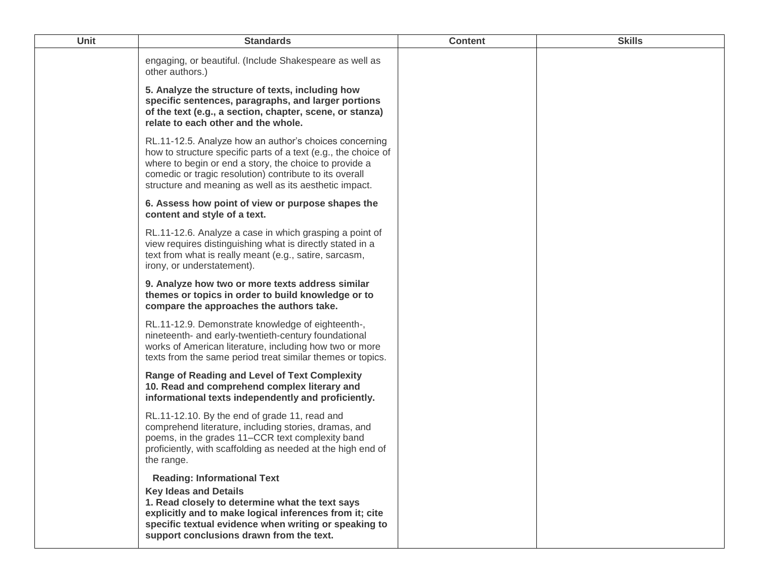| Unit | Standards | Content | Skills |
|---|---|---|---|
| | engaging, or beautiful. (Include Shakespeare as well as other authors.)<br><br>**5. Analyze the structure of texts, including how specific sentences, paragraphs, and larger portions of the text (e.g., a section, chapter, scene, or stanza) relate to each other and the whole.**<br><br>RL.11-12.5. Analyze how an author's choices concerning how to structure specific parts of a text (e.g., the choice of where to begin or end a story, the choice to provide a comedic or tragic resolution) contribute to its overall structure and meaning as well as its aesthetic impact.<br><br>**6. Assess how point of view or purpose shapes the content and style of a text.**<br><br>RL.11-12.6. Analyze a case in which grasping a point of view requires distinguishing what is directly stated in a text from what is really meant (e.g., satire, sarcasm, irony, or understatement).<br><br>**9. Analyze how two or more texts address similar themes or topics in order to build knowledge or to compare the approaches the authors take.**<br><br>RL.11-12.9. Demonstrate knowledge of eighteenth-, nineteenth- and early-twentieth-century foundational works of American literature, including how two or more texts from the same period treat similar themes or topics.<br><br>**Range of Reading and Level of Text Complexity**<br>**10. Read and comprehend complex literary and informational texts independently and proficiently.**<br><br>RL.11-12.10. By the end of grade 11, read and comprehend literature, including stories, dramas, and poems, in the grades 11–CCR text complexity band proficiently, with scaffolding as needed at the high end of the range.<br><br>**Reading: Informational Text**<br>**Key Ideas and Details**<br>**1. Read closely to determine what the text says explicitly and to make logical inferences from it; cite specific textual evidence when writing or speaking to support conclusions drawn from the text.** | | |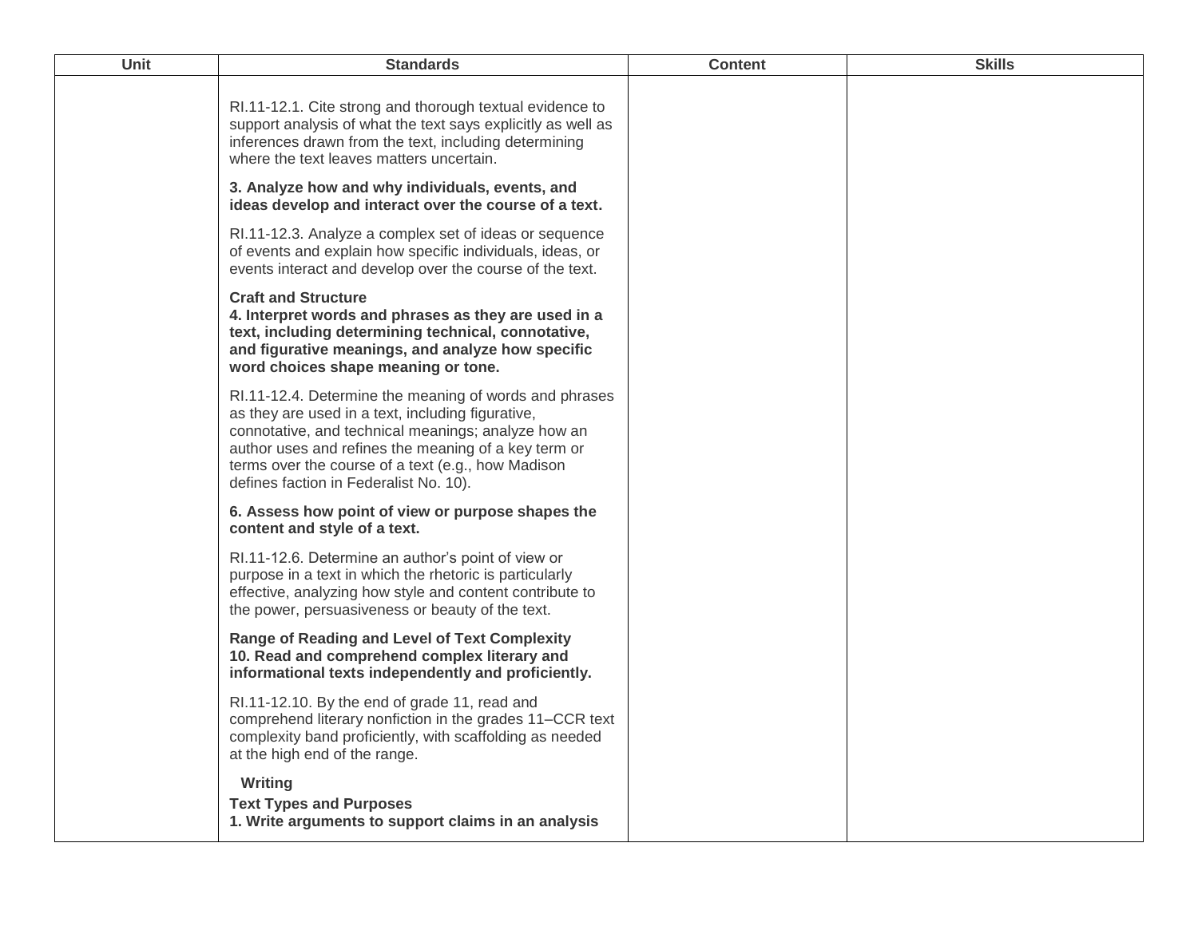| Unit | Standards | Content | Skills |
|---|---|---|---|
| | RI.11-12.1. Cite strong and thorough textual evidence to support analysis of what the text says explicitly as well as inferences drawn from the text, including determining where the text leaves matters uncertain.<br><br>**3. Analyze how and why individuals, events, and ideas develop and interact over the course of a text.**<br><br>RI.11-12.3. Analyze a complex set of ideas or sequence of events and explain how specific individuals, ideas, or events interact and develop over the course of the text.<br><br>**Craft and Structure**<br>**4. Interpret words and phrases as they are used in a text, including determining technical, connotative, and figurative meanings, and analyze how specific word choices shape meaning or tone.**<br><br>RI.11-12.4. Determine the meaning of words and phrases as they are used in a text, including figurative, connotative, and technical meanings; analyze how an author uses and refines the meaning of a key term or terms over the course of a text (e.g., how Madison defines faction in Federalist No. 10).<br><br>**6. Assess how point of view or purpose shapes the content and style of a text.**<br><br>RI.11-12.6. Determine an author's point of view or purpose in a text in which the rhetoric is particularly effective, analyzing how style and content contribute to the power, persuasiveness or beauty of the text.<br><br>**Range of Reading and Level of Text Complexity**<br>**10. Read and comprehend complex literary and informational texts independently and proficiently.**<br><br>RI.11-12.10. By the end of grade 11, read and comprehend literary nonfiction in the grades 11–CCR text complexity band proficiently, with scaffolding as needed at the high end of the range.<br><br>**Writing**<br>**Text Types and Purposes**<br>**1. Write arguments to support claims in an analysis** | | |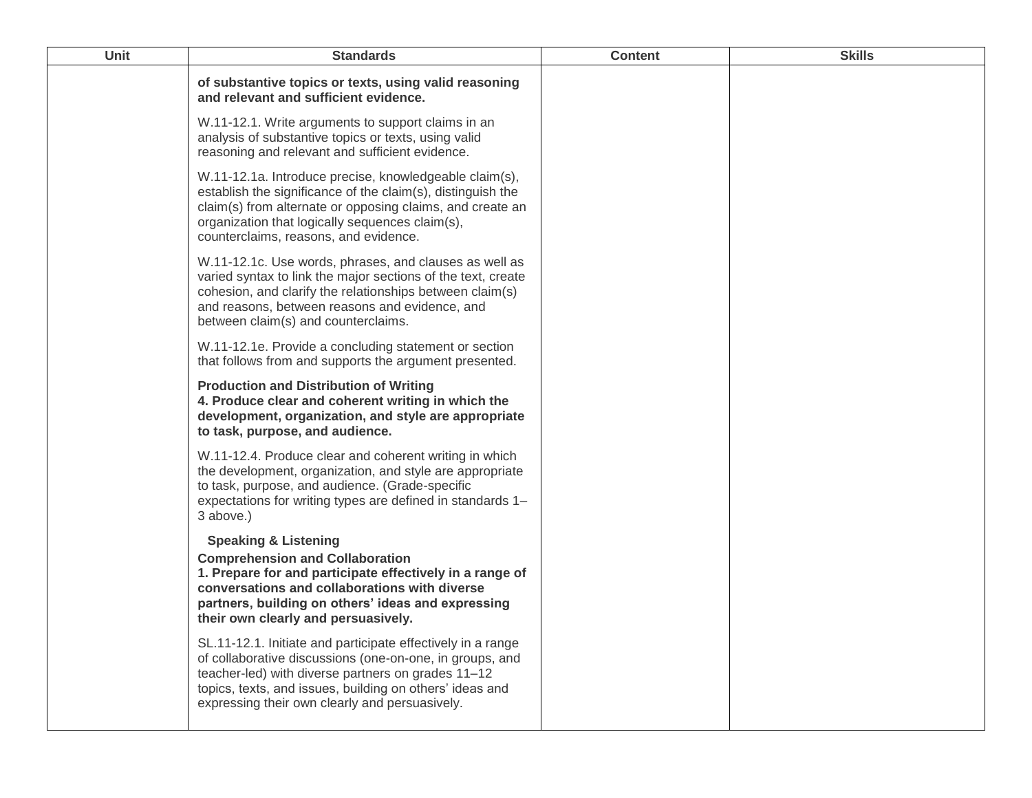| Unit | Standards | Content | Skills |
|---|---|---|---|
| | **of substantive topics or texts, using valid reasoning and relevant and sufficient evidence.**<br><br>W.11-12.1. Write arguments to support claims in an analysis of substantive topics or texts, using valid reasoning and relevant and sufficient evidence.<br><br>W.11-12.1a. Introduce precise, knowledgeable claim(s), establish the significance of the claim(s), distinguish the claim(s) from alternate or opposing claims, and create an organization that logically sequences claim(s), counterclaims, reasons, and evidence.<br><br>W.11-12.1c. Use words, phrases, and clauses as well as varied syntax to link the major sections of the text, create cohesion, and clarify the relationships between claim(s) and reasons, between reasons and evidence, and between claim(s) and counterclaims.<br><br>W.11-12.1e. Provide a concluding statement or section that follows from and supports the argument presented.<br><br>**Production and Distribution of Writing**<br>**4. Produce clear and coherent writing in which the development, organization, and style are appropriate to task, purpose, and audience.**<br><br>W.11-12.4. Produce clear and coherent writing in which the development, organization, and style are appropriate to task, purpose, and audience. (Grade-specific expectations for writing types are defined in standards 1–3 above.)<br><br>**Speaking & Listening**<br>**Comprehension and Collaboration**<br>**1. Prepare for and participate effectively in a range of conversations and collaborations with diverse partners, building on others' ideas and expressing their own clearly and persuasively.**<br><br>SL.11-12.1. Initiate and participate effectively in a range of collaborative discussions (one-on-one, in groups, and teacher-led) with diverse partners on grades 11–12 topics, texts, and issues, building on others' ideas and expressing their own clearly and persuasively. | | |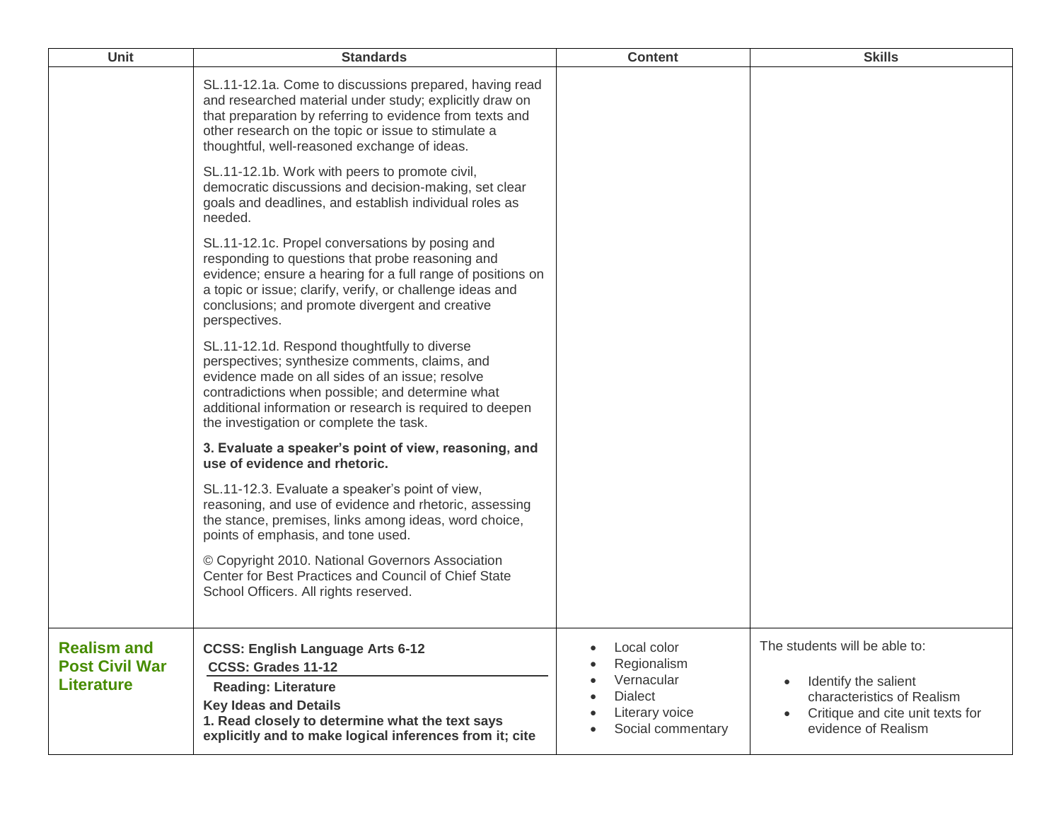| Unit | Standards | Content | Skills |
|---|---|---|---|
| | SL.11-12.1a. Come to discussions prepared, having read and researched material under study; explicitly draw on that preparation by referring to evidence from texts and other research on the topic or issue to stimulate a thoughtful, well-reasoned exchange of ideas.<br><br>SL.11-12.1b. Work with peers to promote civil, democratic discussions and decision-making, set clear goals and deadlines, and establish individual roles as needed.<br><br>SL.11-12.1c. Propel conversations by posing and responding to questions that probe reasoning and evidence; ensure a hearing for a full range of positions on a topic or issue; clarify, verify, or challenge ideas and conclusions; and promote divergent and creative perspectives.<br><br>SL.11-12.1d. Respond thoughtfully to diverse perspectives; synthesize comments, claims, and evidence made on all sides of an issue; resolve contradictions when possible; and determine what additional information or research is required to deepen the investigation or complete the task.<br><br>**3. Evaluate a speaker's point of view, reasoning, and use of evidence and rhetoric.**<br><br>SL.11-12.3. Evaluate a speaker's point of view, reasoning, and use of evidence and rhetoric, assessing the stance, premises, links among ideas, word choice, points of emphasis, and tone used.<br><br>© Copyright 2010. National Governors Association Center for Best Practices and Council of Chief State School Officers. All rights reserved. | | |
| **Realism and Post Civil War Literature** | **CCSS: English Language Arts 6-12**<br>**CCSS: Grades 11-12**<br>**Reading: Literature**<br>**Key Ideas and Details**<br>**1. Read closely to determine what the text says explicitly and to make logical inferences from it; cite** | • Local color<br>• Regionalism<br>• Vernacular<br>• Dialect<br>• Literary voice<br>• Social commentary | The students will be able to:<br><br>• Identify the salient characteristics of Realism<br>• Critique and cite unit texts for evidence of Realism |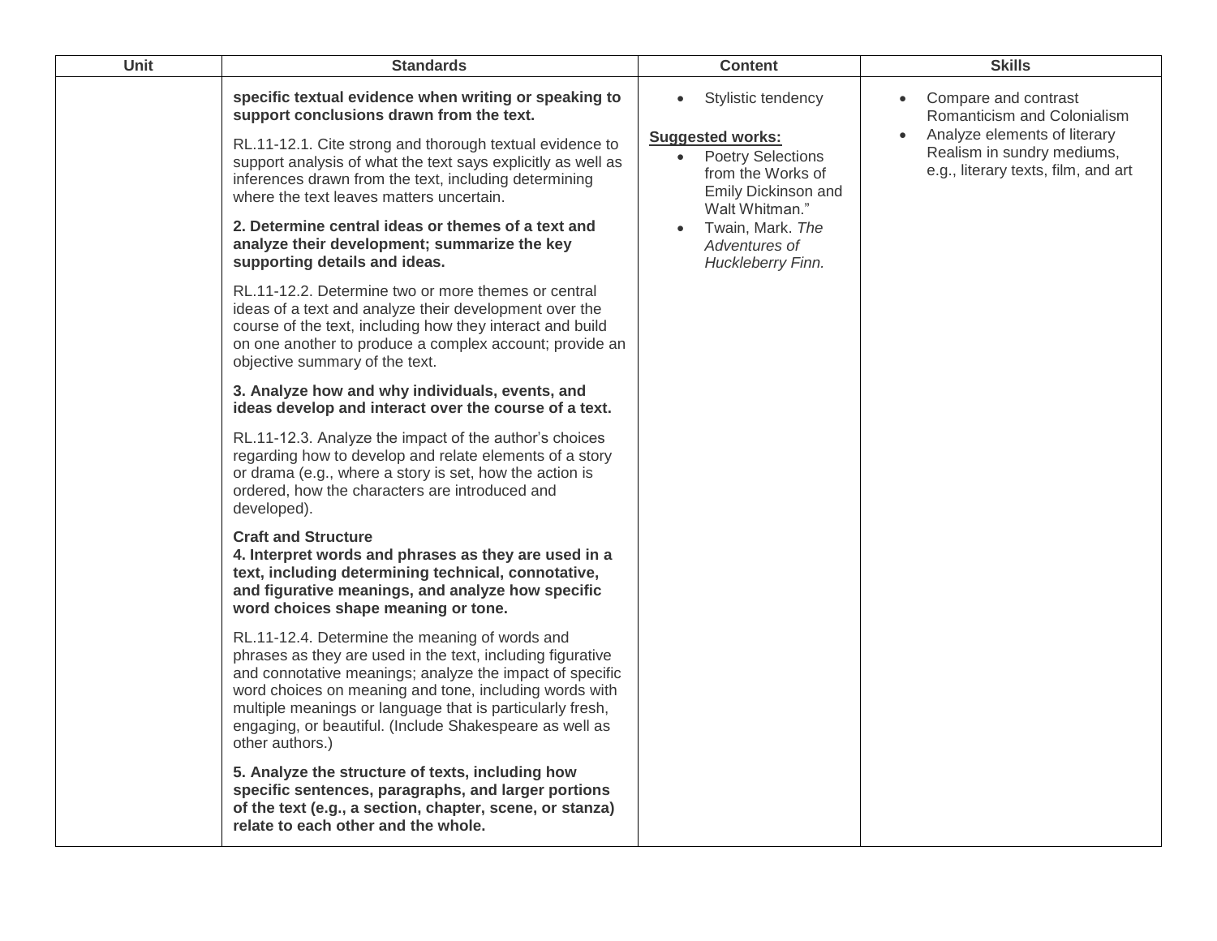| Unit | Standards | Content | Skills |
| --- | --- | --- | --- |
| | **specific textual evidence when writing or speaking to support conclusions drawn from the text.**<br><br>RL.11-12.1. Cite strong and thorough textual evidence to support analysis of what the text says explicitly as well as inferences drawn from the text, including determining where the text leaves matters uncertain.<br><br>**2. Determine central ideas or themes of a text and analyze their development; summarize the key supporting details and ideas.**<br><br>RL.11-12.2. Determine two or more themes or central ideas of a text and analyze their development over the course of the text, including how they interact and build on one another to produce a complex account; provide an objective summary of the text.<br><br>**3. Analyze how and why individuals, events, and ideas develop and interact over the course of a text.**<br><br>RL.11-12.3. Analyze the impact of the author's choices regarding how to develop and relate elements of a story or drama (e.g., where a story is set, how the action is ordered, how the characters are introduced and developed).<br><br>**Craft and Structure**<br>**4. Interpret words and phrases as they are used in a text, including determining technical, connotative, and figurative meanings, and analyze how specific word choices shape meaning or tone.**<br><br>RL.11-12.4. Determine the meaning of words and phrases as they are used in the text, including figurative and connotative meanings; analyze the impact of specific word choices on meaning and tone, including words with multiple meanings or language that is particularly fresh, engaging, or beautiful. (Include Shakespeare as well as other authors.)<br><br>**5. Analyze the structure of texts, including how specific sentences, paragraphs, and larger portions of the text (e.g., a section, chapter, scene, or stanza) relate to each other and the whole.** | • Stylistic tendency<br><br>**Suggested works:**<br>• Poetry Selections from the Works of Emily Dickinson and Walt Whitman."<br>• Twain, Mark. *The Adventures of Huckleberry Finn.* | • Compare and contrast Romanticism and Colonialism<br>• Analyze elements of literary Realism in sundry mediums, e.g., literary texts, film, and art |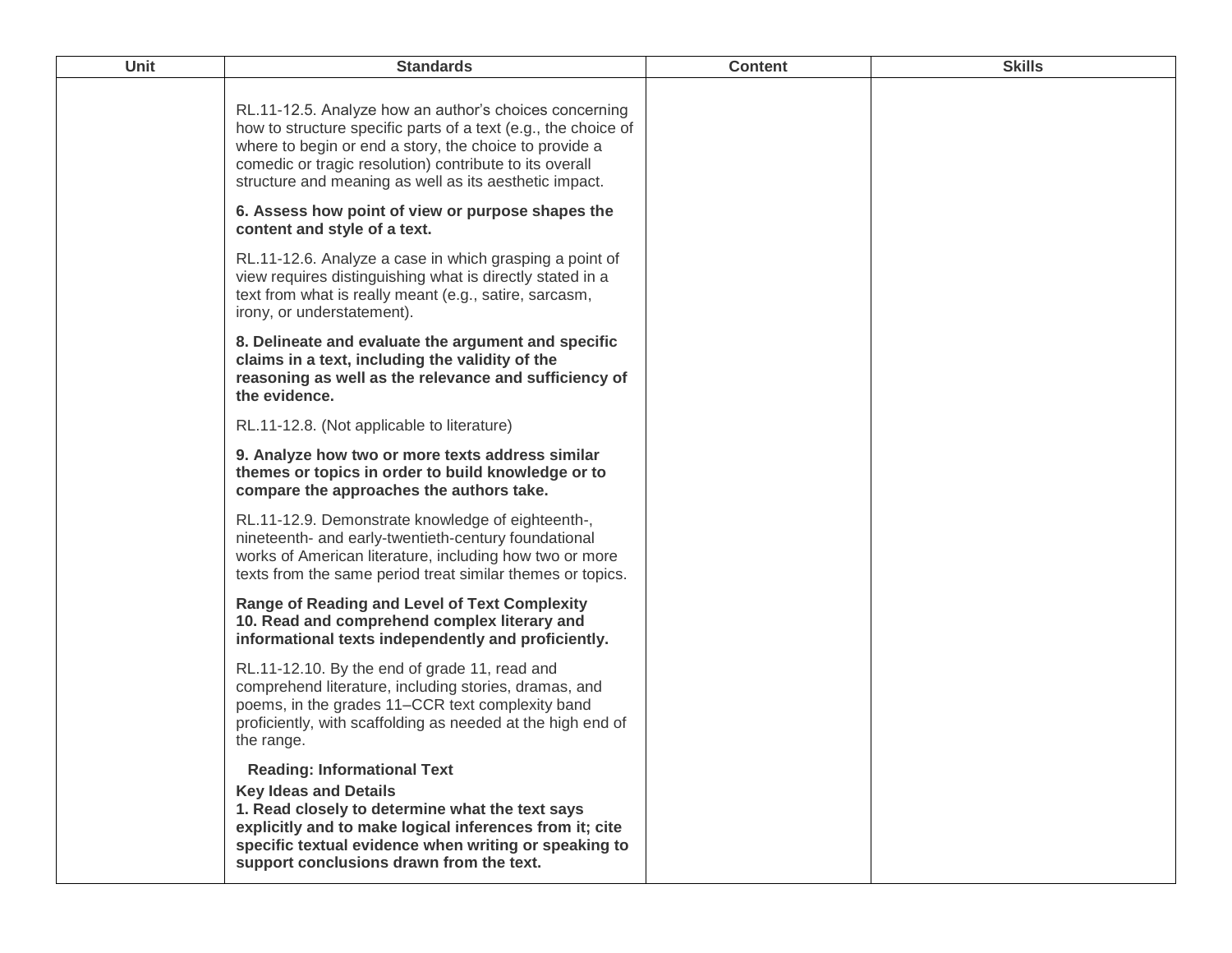| Unit | Standards | Content | Skills |
| --- | --- | --- | --- |
| | RL.11-12.5. Analyze how an author's choices concerning how to structure specific parts of a text (e.g., the choice of where to begin or end a story, the choice to provide a comedic or tragic resolution) contribute to its overall structure and meaning as well as its aesthetic impact.<br><br>**6. Assess how point of view or purpose shapes the content and style of a text.**<br><br>RL.11-12.6. Analyze a case in which grasping a point of view requires distinguishing what is directly stated in a text from what is really meant (e.g., satire, sarcasm, irony, or understatement).<br><br>**8. Delineate and evaluate the argument and specific claims in a text, including the validity of the reasoning as well as the relevance and sufficiency of the evidence.**<br><br>RL.11-12.8. (Not applicable to literature)<br><br>**9. Analyze how two or more texts address similar themes or topics in order to build knowledge or to compare the approaches the authors take.**<br><br>RL.11-12.9. Demonstrate knowledge of eighteenth-, nineteenth- and early-twentieth-century foundational works of American literature, including how two or more texts from the same period treat similar themes or topics.<br><br>**Range of Reading and Level of Text Complexity**<br>**10. Read and comprehend complex literary and informational texts independently and proficiently.**<br><br>RL.11-12.10. By the end of grade 11, read and comprehend literature, including stories, dramas, and poems, in the grades 11–CCR text complexity band proficiently, with scaffolding as needed at the high end of the range.<br><br>**Reading: Informational Text**<br>**Key Ideas and Details**<br>**1. Read closely to determine what the text says explicitly and to make logical inferences from it; cite specific textual evidence when writing or speaking to support conclusions drawn from the text.** | | |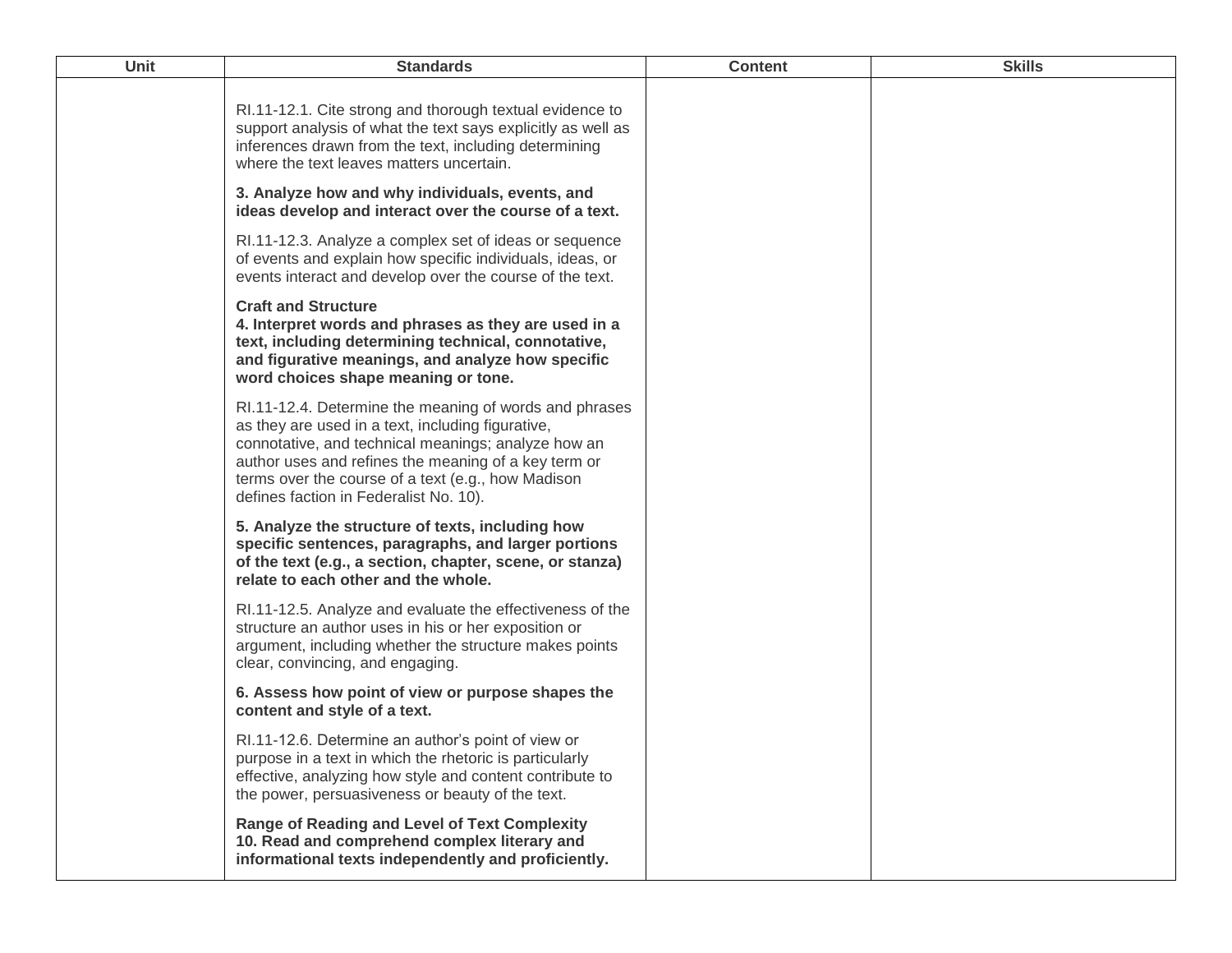| Unit | Standards | Content | Skills |
|---|---|---|---|
| | RI.11-12.1. Cite strong and thorough textual evidence to support analysis of what the text says explicitly as well as inferences drawn from the text, including determining where the text leaves matters uncertain.<br><br>**3. Analyze how and why individuals, events, and ideas develop and interact over the course of a text.**<br><br>RI.11-12.3. Analyze a complex set of ideas or sequence of events and explain how specific individuals, ideas, or events interact and develop over the course of the text.<br><br>**Craft and Structure**<br>**4. Interpret words and phrases as they are used in a text, including determining technical, connotative, and figurative meanings, and analyze how specific word choices shape meaning or tone.**<br><br>RI.11-12.4. Determine the meaning of words and phrases as they are used in a text, including figurative, connotative, and technical meanings; analyze how an author uses and refines the meaning of a key term or terms over the course of a text (e.g., how Madison defines faction in Federalist No. 10).<br><br>**5. Analyze the structure of texts, including how specific sentences, paragraphs, and larger portions of the text (e.g., a section, chapter, scene, or stanza) relate to each other and the whole.**<br><br>RI.11-12.5. Analyze and evaluate the effectiveness of the structure an author uses in his or her exposition or argument, including whether the structure makes points clear, convincing, and engaging.<br><br>**6. Assess how point of view or purpose shapes the content and style of a text.**<br><br>RI.11-12.6. Determine an author's point of view or purpose in a text in which the rhetoric is particularly effective, analyzing how style and content contribute to the power, persuasiveness or beauty of the text.<br><br>**Range of Reading and Level of Text Complexity**<br>**10. Read and comprehend complex literary and informational texts independently and proficiently.** | | |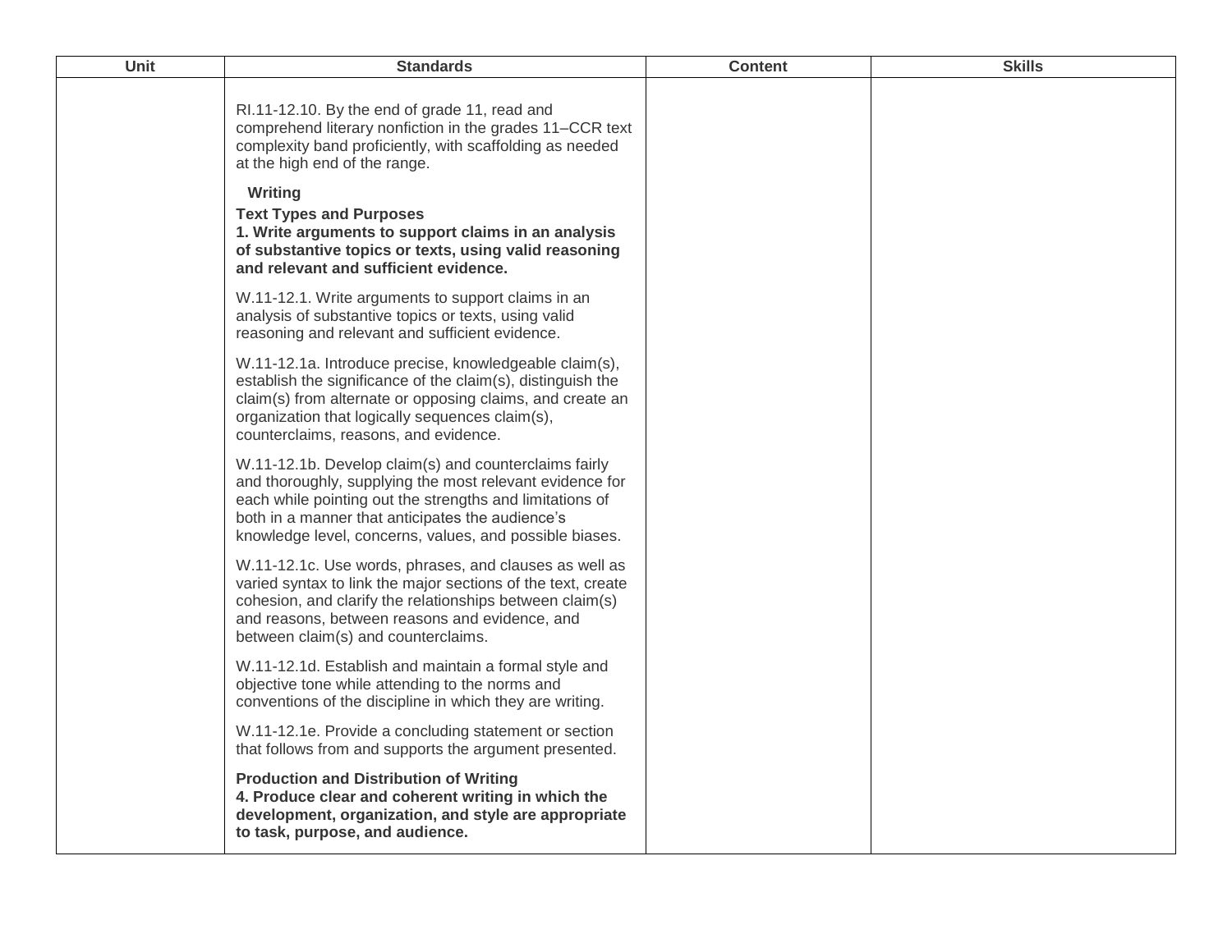| Unit | Standards | Content | Skills |
|---|---|---|---|
| | RI.11-12.10. By the end of grade 11, read and comprehend literary nonfiction in the grades 11–CCR text complexity band proficiently, with scaffolding as needed at the high end of the range.<br><br>**Writing**<br>**Text Types and Purposes**<br>**1. Write arguments to support claims in an analysis of substantive topics or texts, using valid reasoning and relevant and sufficient evidence.**<br><br>W.11-12.1. Write arguments to support claims in an analysis of substantive topics or texts, using valid reasoning and relevant and sufficient evidence.<br><br>W.11-12.1a. Introduce precise, knowledgeable claim(s), establish the significance of the claim(s), distinguish the claim(s) from alternate or opposing claims, and create an organization that logically sequences claim(s), counterclaims, reasons, and evidence.<br><br>W.11-12.1b. Develop claim(s) and counterclaims fairly and thoroughly, supplying the most relevant evidence for each while pointing out the strengths and limitations of both in a manner that anticipates the audience's knowledge level, concerns, values, and possible biases.<br><br>W.11-12.1c. Use words, phrases, and clauses as well as varied syntax to link the major sections of the text, create cohesion, and clarify the relationships between claim(s) and reasons, between reasons and evidence, and between claim(s) and counterclaims.<br><br>W.11-12.1d. Establish and maintain a formal style and objective tone while attending to the norms and conventions of the discipline in which they are writing.<br><br>W.11-12.1e. Provide a concluding statement or section that follows from and supports the argument presented.<br><br>**Production and Distribution of Writing**<br>**4. Produce clear and coherent writing in which the development, organization, and style are appropriate to task, purpose, and audience.** | | |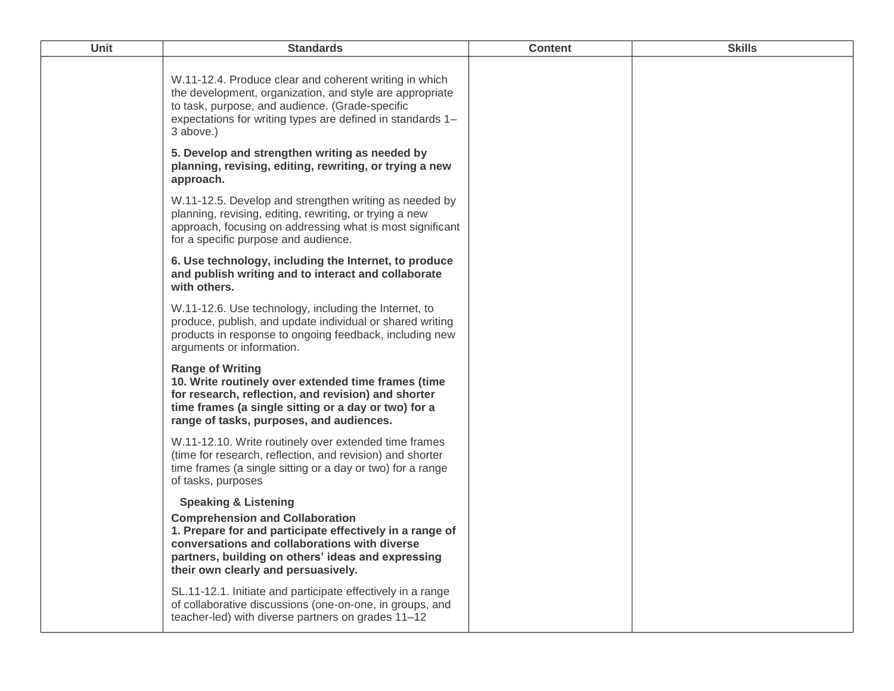| Unit | Standards | Content | Skills |
|---|---|---|---|
| | W.11-12.4. Produce clear and coherent writing in which the development, organization, and style are appropriate to task, purpose, and audience. (Grade-specific expectations for writing types are defined in standards 1–3 above.)<br><br>**5. Develop and strengthen writing as needed by planning, revising, editing, rewriting, or trying a new approach.**<br><br>W.11-12.5. Develop and strengthen writing as needed by planning, revising, editing, rewriting, or trying a new approach, focusing on addressing what is most significant for a specific purpose and audience.<br><br>**6. Use technology, including the Internet, to produce and publish writing and to interact and collaborate with others.**<br><br>W.11-12.6. Use technology, including the Internet, to produce, publish, and update individual or shared writing products in response to ongoing feedback, including new arguments or information.<br><br>**Range of Writing**<br>**10. Write routinely over extended time frames (time for research, reflection, and revision) and shorter time frames (a single sitting or a day or two) for a range of tasks, purposes, and audiences.**<br><br>W.11-12.10. Write routinely over extended time frames (time for research, reflection, and revision) and shorter time frames (a single sitting or a day or two) for a range of tasks, purposes<br><br>**Speaking & Listening**<br>**Comprehension and Collaboration**<br>**1. Prepare for and participate effectively in a range of conversations and collaborations with diverse partners, building on others' ideas and expressing their own clearly and persuasively.**<br><br>SL.11-12.1. Initiate and participate effectively in a range of collaborative discussions (one-on-one, in groups, and teacher-led) with diverse partners on grades 11–12 | | |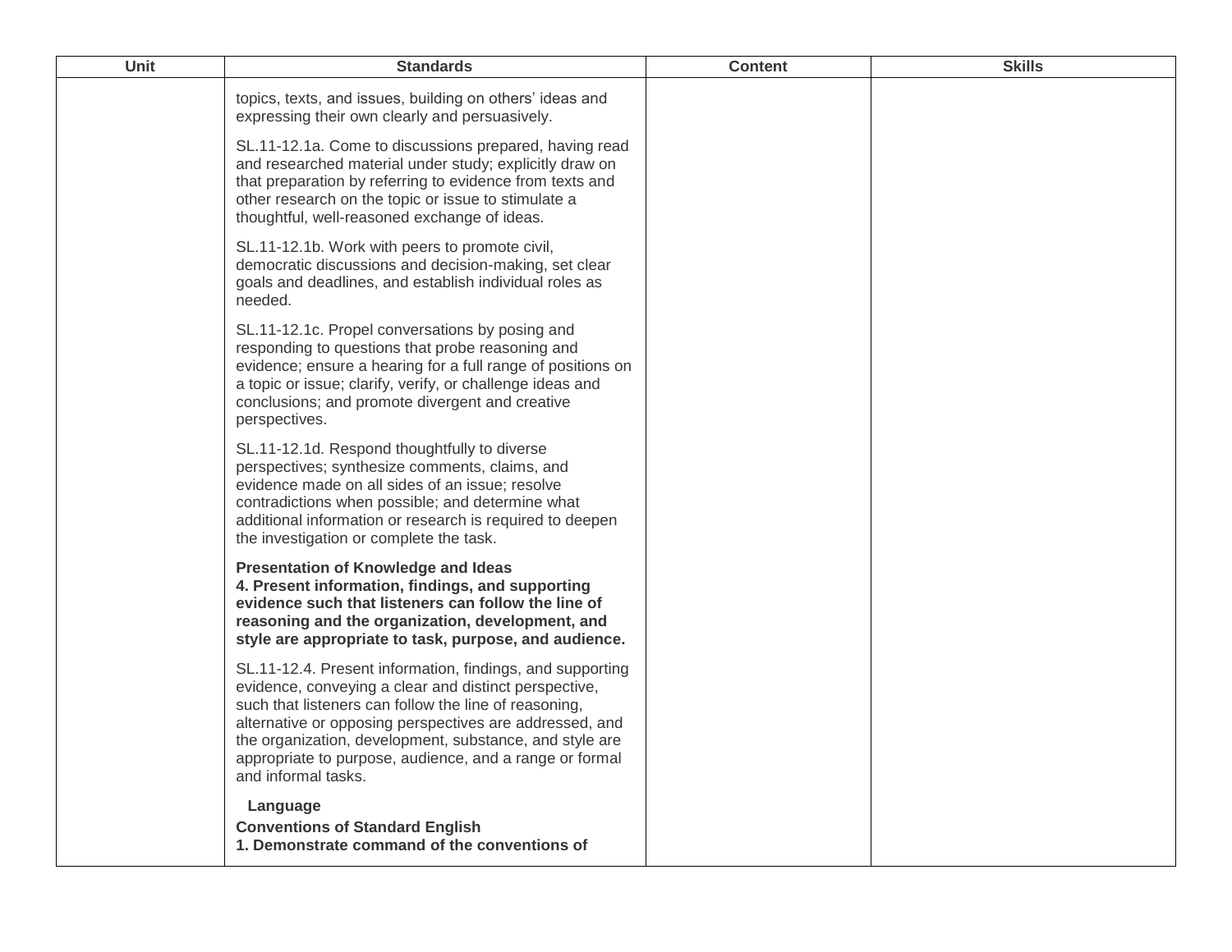| Unit | Standards | Content | Skills |
|---|---|---|---|
| | topics, texts, and issues, building on others' ideas and expressing their own clearly and persuasively.<br><br>SL.11-12.1a. Come to discussions prepared, having read and researched material under study; explicitly draw on that preparation by referring to evidence from texts and other research on the topic or issue to stimulate a thoughtful, well-reasoned exchange of ideas.<br><br>SL.11-12.1b. Work with peers to promote civil, democratic discussions and decision-making, set clear goals and deadlines, and establish individual roles as needed.<br><br>SL.11-12.1c. Propel conversations by posing and responding to questions that probe reasoning and evidence; ensure a hearing for a full range of positions on a topic or issue; clarify, verify, or challenge ideas and conclusions; and promote divergent and creative perspectives.<br><br>SL.11-12.1d. Respond thoughtfully to diverse perspectives; synthesize comments, claims, and evidence made on all sides of an issue; resolve contradictions when possible; and determine what additional information or research is required to deepen the investigation or complete the task.<br><br>**Presentation of Knowledge and Ideas**<br>**4. Present information, findings, and supporting evidence such that listeners can follow the line of reasoning and the organization, development, and style are appropriate to task, purpose, and audience.**<br><br>SL.11-12.4. Present information, findings, and supporting evidence, conveying a clear and distinct perspective, such that listeners can follow the line of reasoning, alternative or opposing perspectives are addressed, and the organization, development, substance, and style are appropriate to purpose, audience, and a range or formal and informal tasks.<br><br>**Language**<br>**Conventions of Standard English**<br>**1. Demonstrate command of the conventions of** | | |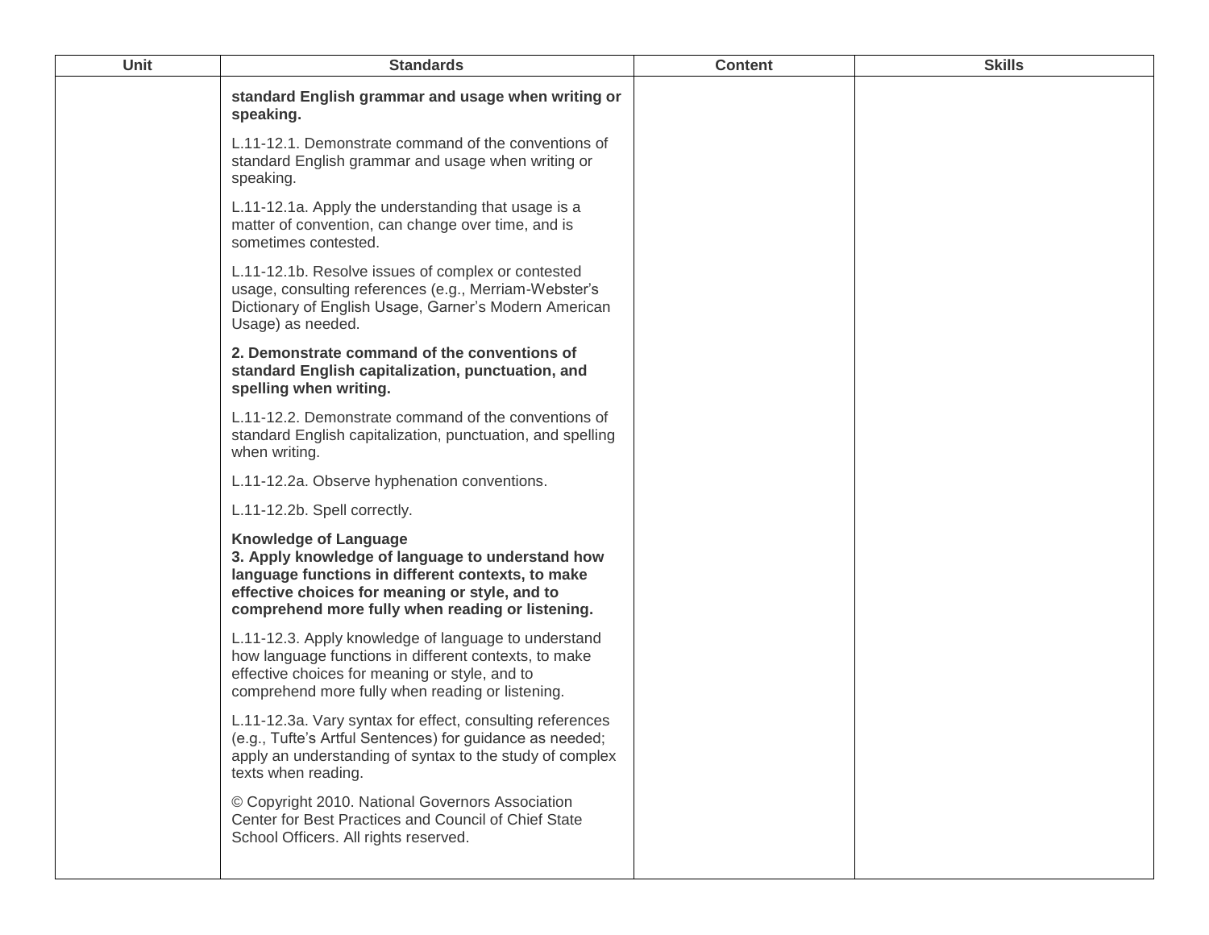| Unit | Standards | Content | Skills |
| --- | --- | --- | --- |
| | **standard English grammar and usage when writing or speaking.**<br><br>L.11-12.1. Demonstrate command of the conventions of standard English grammar and usage when writing or speaking.<br><br>L.11-12.1a. Apply the understanding that usage is a matter of convention, can change over time, and is sometimes contested.<br><br>L.11-12.1b. Resolve issues of complex or contested usage, consulting references (e.g., Merriam-Webster's Dictionary of English Usage, Garner's Modern American Usage) as needed.<br><br>**2. Demonstrate command of the conventions of standard English capitalization, punctuation, and spelling when writing.**<br><br>L.11-12.2. Demonstrate command of the conventions of standard English capitalization, punctuation, and spelling when writing.<br><br>L.11-12.2a. Observe hyphenation conventions.<br><br>L.11-12.2b. Spell correctly.<br><br>**Knowledge of Language**<br>**3. Apply knowledge of language to understand how language functions in different contexts, to make effective choices for meaning or style, and to comprehend more fully when reading or listening.**<br><br>L.11-12.3. Apply knowledge of language to understand how language functions in different contexts, to make effective choices for meaning or style, and to comprehend more fully when reading or listening.<br><br>L.11-12.3a. Vary syntax for effect, consulting references (e.g., Tufte's Artful Sentences) for guidance as needed; apply an understanding of syntax to the study of complex texts when reading.<br><br>© Copyright 2010. National Governors Association Center for Best Practices and Council of Chief State School Officers. All rights reserved. | | |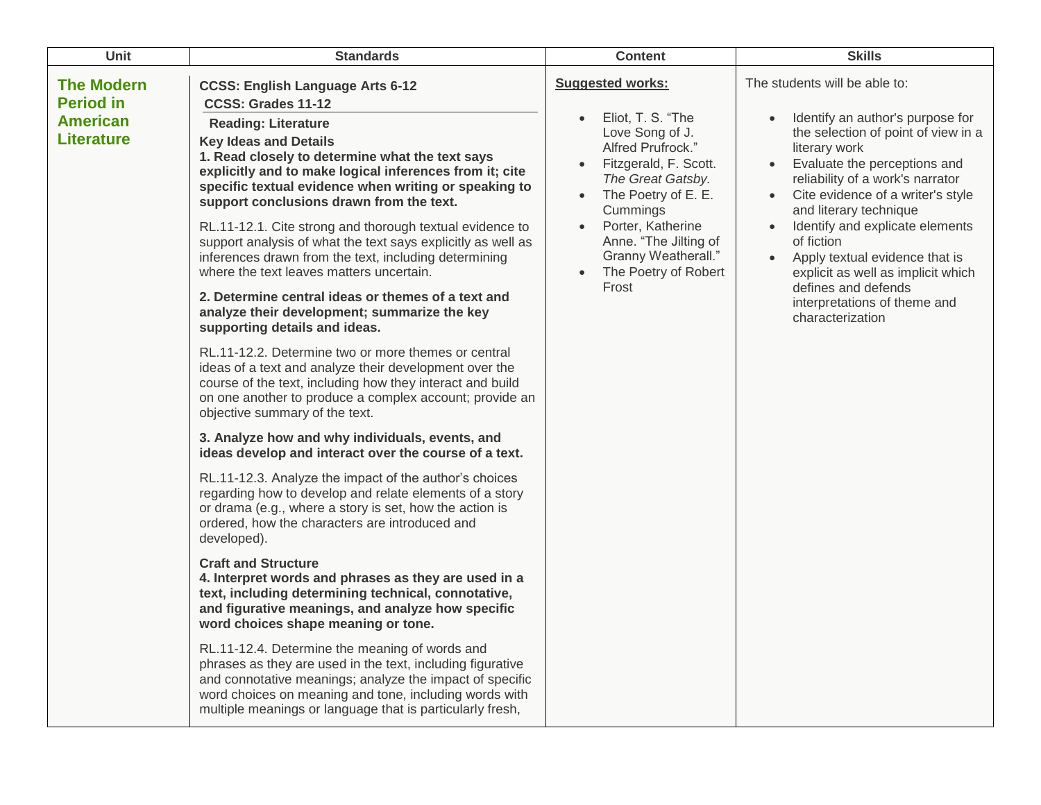| Unit | Standards | Content | Skills |
| --- | --- | --- | --- |
| **The Modern Period in American Literature** | **CCSS: English Language Arts 6-12**<br>**CCSS: Grades 11-12**<br>**Reading: Literature**<br>**Key Ideas and Details**<br>**1. Read closely to determine what the text says explicitly and to make logical inferences from it; cite specific textual evidence when writing or speaking to support conclusions drawn from the text.**<br><br>RL.11-12.1. Cite strong and thorough textual evidence to support analysis of what the text says explicitly as well as inferences drawn from the text, including determining where the text leaves matters uncertain.<br><br>**2. Determine central ideas or themes of a text and analyze their development; summarize the key supporting details and ideas.**<br><br>RL.11-12.2. Determine two or more themes or central ideas of a text and analyze their development over the course of the text, including how they interact and build on one another to produce a complex account; provide an objective summary of the text.<br><br>**3. Analyze how and why individuals, events, and ideas develop and interact over the course of a text.**<br><br>RL.11-12.3. Analyze the impact of the author's choices regarding how to develop and relate elements of a story or drama (e.g., where a story is set, how the action is ordered, how the characters are introduced and developed).<br><br>**Craft and Structure**<br>**4. Interpret words and phrases as they are used in a text, including determining technical, connotative, and figurative meanings, and analyze how specific word choices shape meaning or tone.**<br><br>RL.11-12.4. Determine the meaning of words and phrases as they are used in the text, including figurative and connotative meanings; analyze the impact of specific word choices on meaning and tone, including words with multiple meanings or language that is particularly fresh, | **Suggested works:**<br><br>• Eliot, T. S. "The Love Song of J. Alfred Prufrock."<br>• Fitzgerald, F. Scott. *The Great Gatsby.*<br>• The Poetry of E. E. Cummings<br>• Porter, Katherine Anne. "The Jilting of Granny Weatherall."<br>• The Poetry of Robert Frost | The students will be able to:<br><br>• Identify an author's purpose for the selection of point of view in a literary work<br>• Evaluate the perceptions and reliability of a work's narrator<br>• Cite evidence of a writer's style and literary technique<br>• Identify and explicate elements of fiction<br>• Apply textual evidence that is explicit as well as implicit which defines and defends interpretations of theme and characterization |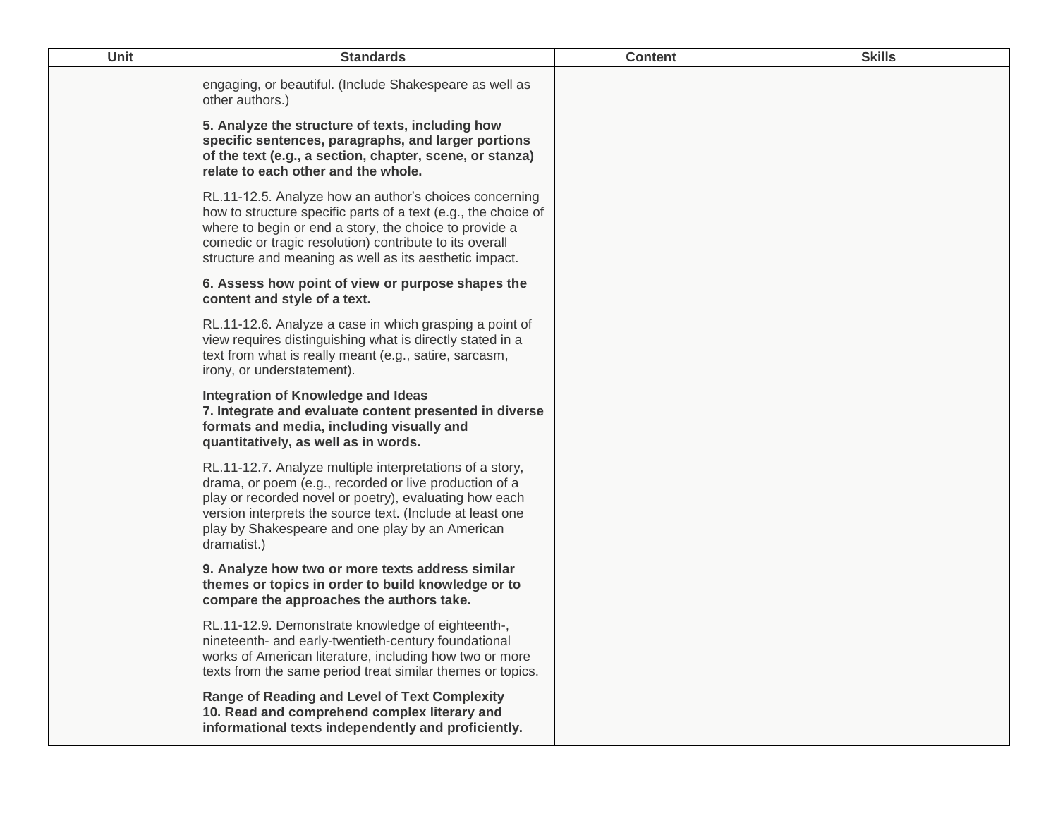| Unit | Standards | Content | Skills |
|---|---|---|---|
| | engaging, or beautiful. (Include Shakespeare as well as other authors.)<br><br>**5. Analyze the structure of texts, including how specific sentences, paragraphs, and larger portions of the text (e.g., a section, chapter, scene, or stanza) relate to each other and the whole.**<br><br>RL.11-12.5. Analyze how an author's choices concerning how to structure specific parts of a text (e.g., the choice of where to begin or end a story, the choice to provide a comedic or tragic resolution) contribute to its overall structure and meaning as well as its aesthetic impact.<br><br>**6. Assess how point of view or purpose shapes the content and style of a text.**<br><br>RL.11-12.6. Analyze a case in which grasping a point of view requires distinguishing what is directly stated in a text from what is really meant (e.g., satire, sarcasm, irony, or understatement).<br><br>**Integration of Knowledge and Ideas**<br>**7. Integrate and evaluate content presented in diverse formats and media, including visually and quantitatively, as well as in words.**<br><br>RL.11-12.7. Analyze multiple interpretations of a story, drama, or poem (e.g., recorded or live production of a play or recorded novel or poetry), evaluating how each version interprets the source text. (Include at least one play by Shakespeare and one play by an American dramatist.)<br><br>**9. Analyze how two or more texts address similar themes or topics in order to build knowledge or to compare the approaches the authors take.**<br><br>RL.11-12.9. Demonstrate knowledge of eighteenth-, nineteenth- and early-twentieth-century foundational works of American literature, including how two or more texts from the same period treat similar themes or topics.<br><br>**Range of Reading and Level of Text Complexity**<br>**10. Read and comprehend complex literary and informational texts independently and proficiently.** | | |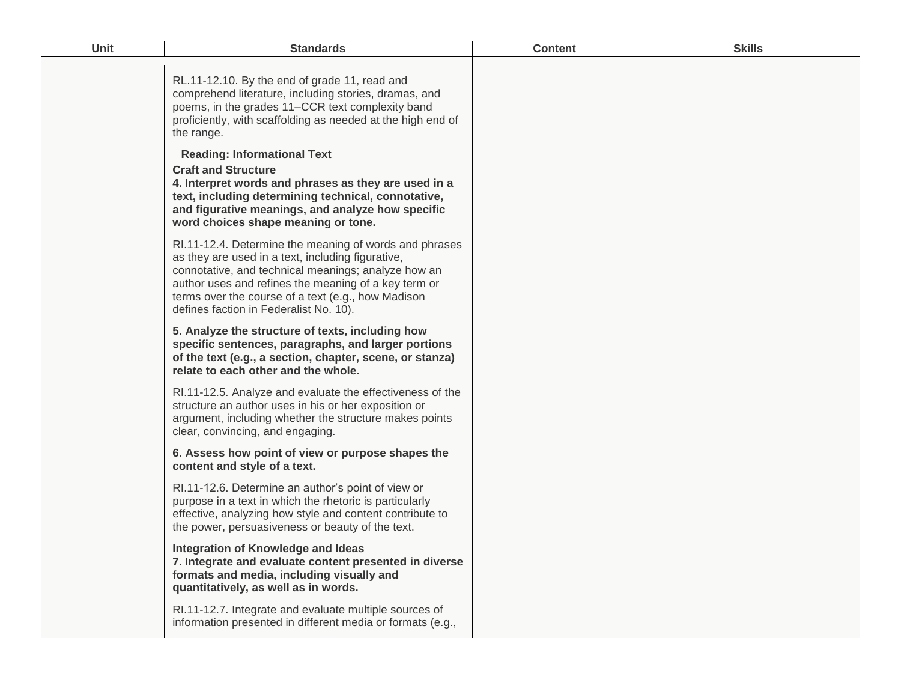| Unit | Standards | Content | Skills |
|---|---|---|---|
| | RL.11-12.10. By the end of grade 11, read and comprehend literature, including stories, dramas, and poems, in the grades 11–CCR text complexity band proficiently, with scaffolding as needed at the high end of the range.<br><br>**Reading: Informational Text**<br>**Craft and Structure**<br>**4. Interpret words and phrases as they are used in a text, including determining technical, connotative, and figurative meanings, and analyze how specific word choices shape meaning or tone.**<br><br>RI.11-12.4. Determine the meaning of words and phrases as they are used in a text, including figurative, connotative, and technical meanings; analyze how an author uses and refines the meaning of a key term or terms over the course of a text (e.g., how Madison defines faction in Federalist No. 10).<br><br>**5. Analyze the structure of texts, including how specific sentences, paragraphs, and larger portions of the text (e.g., a section, chapter, scene, or stanza) relate to each other and the whole.**<br><br>RI.11-12.5. Analyze and evaluate the effectiveness of the structure an author uses in his or her exposition or argument, including whether the structure makes points clear, convincing, and engaging.<br><br>**6. Assess how point of view or purpose shapes the content and style of a text.**<br><br>RI.11-12.6. Determine an author's point of view or purpose in a text in which the rhetoric is particularly effective, analyzing how style and content contribute to the power, persuasiveness or beauty of the text.<br><br>**Integration of Knowledge and Ideas**<br>**7. Integrate and evaluate content presented in diverse formats and media, including visually and quantitatively, as well as in words.**<br><br>RI.11-12.7. Integrate and evaluate multiple sources of information presented in different media or formats (e.g., | | |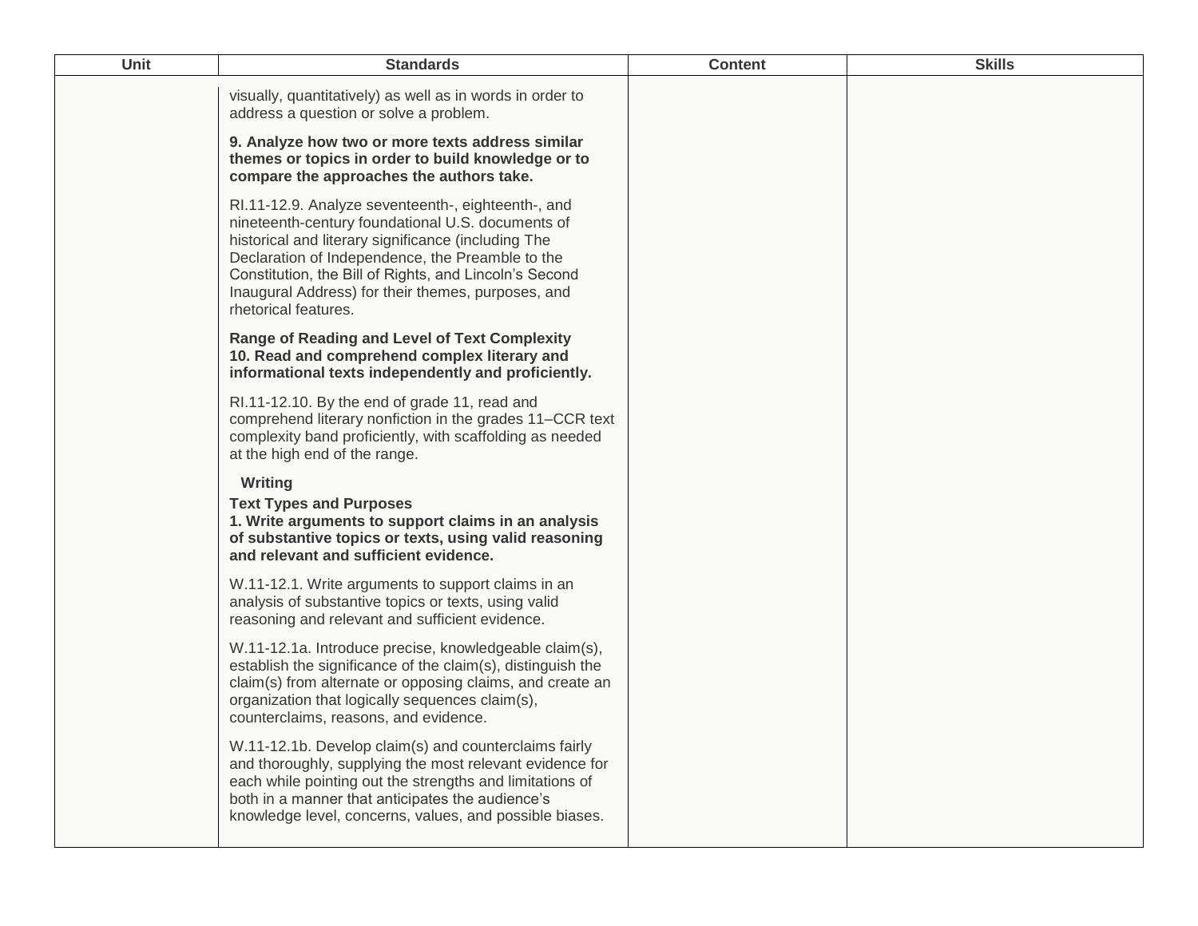| Unit | Standards | Content | Skills |
| --- | --- | --- | --- |
| | visually, quantitatively) as well as in words in order to address a question or solve a problem.<br><br>**9. Analyze how two or more texts address similar themes or topics in order to build knowledge or to compare the approaches the authors take.**<br><br>RI.11-12.9. Analyze seventeenth-, eighteenth-, and nineteenth-century foundational U.S. documents of historical and literary significance (including The Declaration of Independence, the Preamble to the Constitution, the Bill of Rights, and Lincoln's Second Inaugural Address) for their themes, purposes, and rhetorical features.<br><br>**Range of Reading and Level of Text Complexity**<br>**10. Read and comprehend complex literary and informational texts independently and proficiently.**<br><br>RI.11-12.10. By the end of grade 11, read and comprehend literary nonfiction in the grades 11–CCR text complexity band proficiently, with scaffolding as needed at the high end of the range.<br><br>**Writing**<br>**Text Types and Purposes**<br>**1. Write arguments to support claims in an analysis of substantive topics or texts, using valid reasoning and relevant and sufficient evidence.**<br><br>W.11-12.1. Write arguments to support claims in an analysis of substantive topics or texts, using valid reasoning and relevant and sufficient evidence.<br><br>W.11-12.1a. Introduce precise, knowledgeable claim(s), establish the significance of the claim(s), distinguish the claim(s) from alternate or opposing claims, and create an organization that logically sequences claim(s), counterclaims, reasons, and evidence.<br><br>W.11-12.1b. Develop claim(s) and counterclaims fairly and thoroughly, supplying the most relevant evidence for each while pointing out the strengths and limitations of both in a manner that anticipates the audience's knowledge level, concerns, values, and possible biases. | | |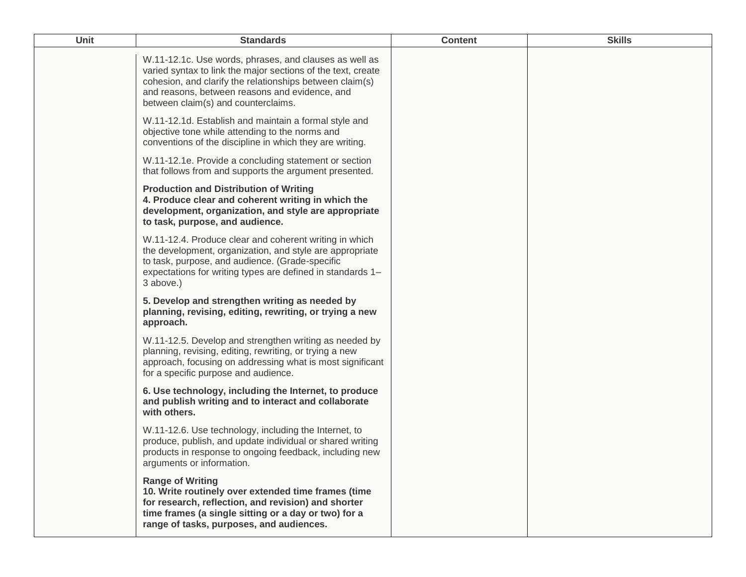| Unit | Standards | Content | Skills |
| --- | --- | --- | --- |
| | W.11-12.1c. Use words, phrases, and clauses as well as varied syntax to link the major sections of the text, create cohesion, and clarify the relationships between claim(s) and reasons, between reasons and evidence, and between claim(s) and counterclaims.<br><br>W.11-12.1d. Establish and maintain a formal style and objective tone while attending to the norms and conventions of the discipline in which they are writing.<br><br>W.11-12.1e. Provide a concluding statement or section that follows from and supports the argument presented.<br><br>**Production and Distribution of Writing**<br>**4. Produce clear and coherent writing in which the development, organization, and style are appropriate to task, purpose, and audience.**<br><br>W.11-12.4. Produce clear and coherent writing in which the development, organization, and style are appropriate to task, purpose, and audience. (Grade-specific expectations for writing types are defined in standards 1–3 above.)<br><br>**5. Develop and strengthen writing as needed by planning, revising, editing, rewriting, or trying a new approach.**<br><br>W.11-12.5. Develop and strengthen writing as needed by planning, revising, editing, rewriting, or trying a new approach, focusing on addressing what is most significant for a specific purpose and audience.<br><br>**6. Use technology, including the Internet, to produce and publish writing and to interact and collaborate with others.**<br><br>W.11-12.6. Use technology, including the Internet, to produce, publish, and update individual or shared writing products in response to ongoing feedback, including new arguments or information.<br><br>**Range of Writing**<br>**10. Write routinely over extended time frames (time for research, reflection, and revision) and shorter time frames (a single sitting or a day or two) for a range of tasks, purposes, and audiences.** | | |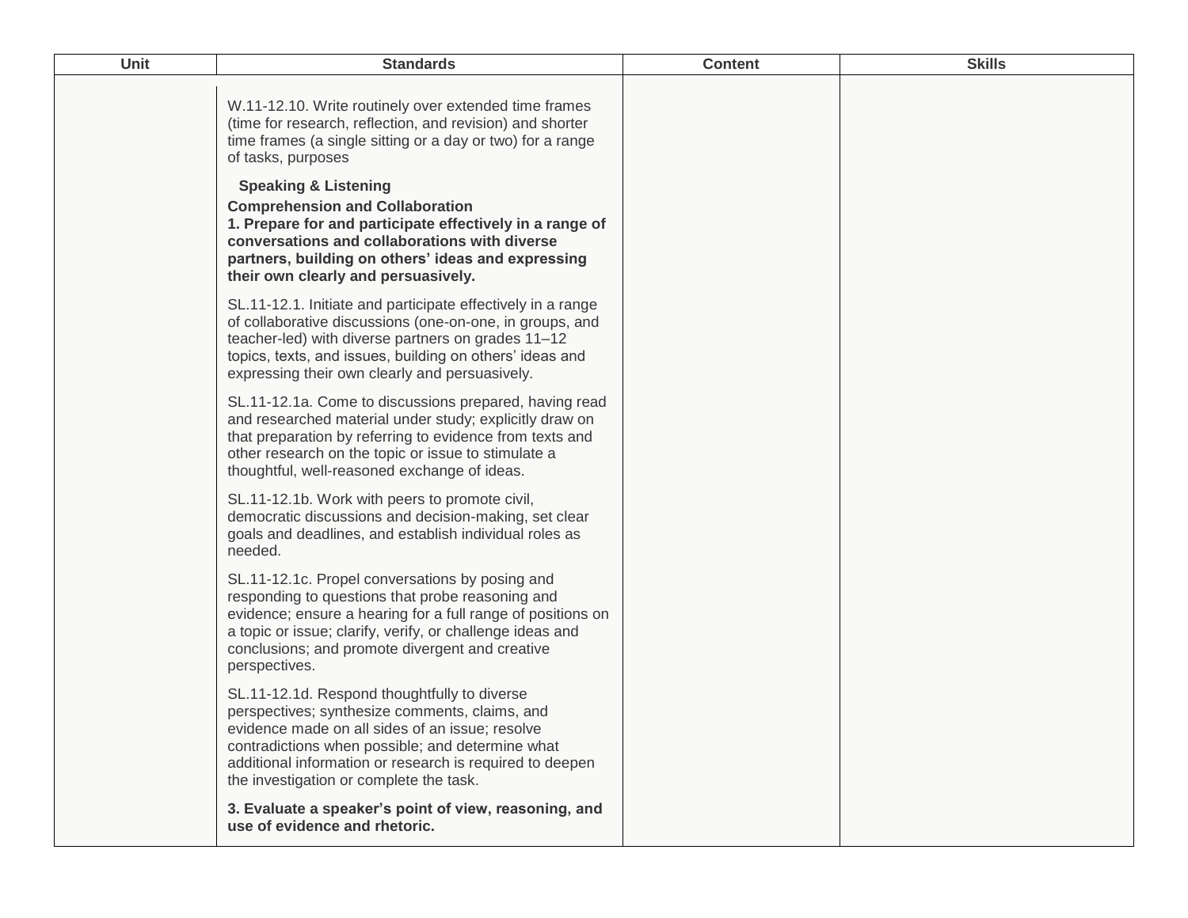| Unit | Standards | Content | Skills |
|---|---|---|---|
| | W.11-12.10. Write routinely over extended time frames (time for research, reflection, and revision) and shorter time frames (a single sitting or a day or two) for a range of tasks, purposes<br><br>**Speaking & Listening**<br>**Comprehension and Collaboration**<br>**1. Prepare for and participate effectively in a range of conversations and collaborations with diverse partners, building on others' ideas and expressing their own clearly and persuasively.**<br><br>SL.11-12.1. Initiate and participate effectively in a range of collaborative discussions (one-on-one, in groups, and teacher-led) with diverse partners on grades 11–12 topics, texts, and issues, building on others' ideas and expressing their own clearly and persuasively.<br><br>SL.11-12.1a. Come to discussions prepared, having read and researched material under study; explicitly draw on that preparation by referring to evidence from texts and other research on the topic or issue to stimulate a thoughtful, well-reasoned exchange of ideas.<br><br>SL.11-12.1b. Work with peers to promote civil, democratic discussions and decision-making, set clear goals and deadlines, and establish individual roles as needed.<br><br>SL.11-12.1c. Propel conversations by posing and responding to questions that probe reasoning and evidence; ensure a hearing for a full range of positions on a topic or issue; clarify, verify, or challenge ideas and conclusions; and promote divergent and creative perspectives.<br><br>SL.11-12.1d. Respond thoughtfully to diverse perspectives; synthesize comments, claims, and evidence made on all sides of an issue; resolve contradictions when possible; and determine what additional information or research is required to deepen the investigation or complete the task.<br><br>**3. Evaluate a speaker's point of view, reasoning, and use of evidence and rhetoric.** | | |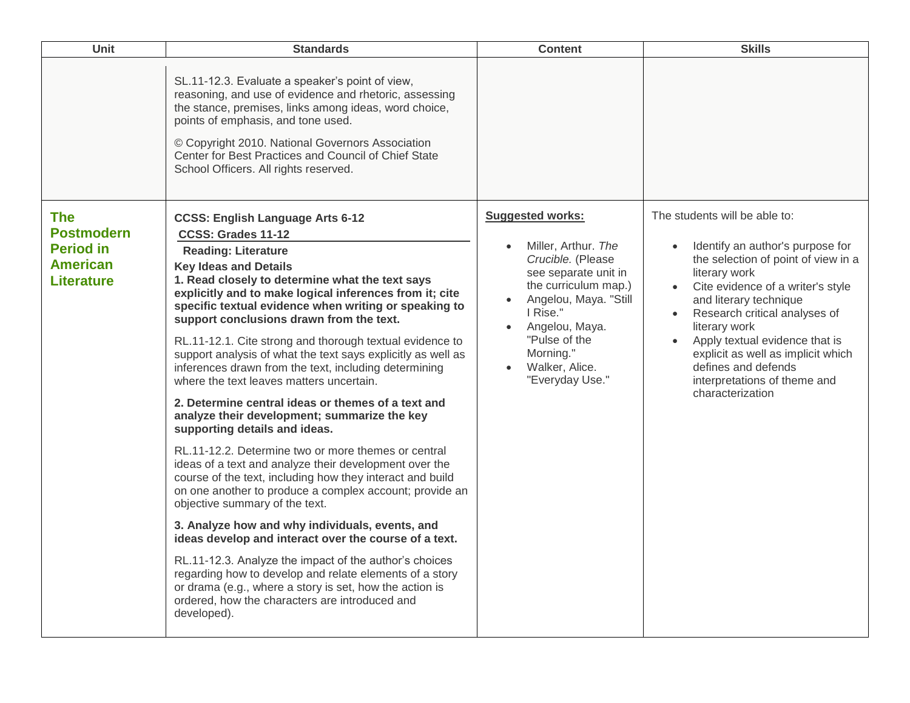| Unit | Standards | Content | Skills |
| --- | --- | --- | --- |
| | SL.11-12.3. Evaluate a speaker's point of view, reasoning, and use of evidence and rhetoric, assessing the stance, premises, links among ideas, word choice, points of emphasis, and tone used.<br><br>© Copyright 2010. National Governors Association Center for Best Practices and Council of Chief State School Officers. All rights reserved. | | |
| **The Postmodern Period in American Literature** | **CCSS: English Language Arts 6-12**<br>**CCSS: Grades 11-12**<br>**Reading: Literature**<br>**Key Ideas and Details**<br>**1. Read closely to determine what the text says explicitly and to make logical inferences from it; cite specific textual evidence when writing or speaking to support conclusions drawn from the text.**<br><br>RL.11-12.1. Cite strong and thorough textual evidence to support analysis of what the text says explicitly as well as inferences drawn from the text, including determining where the text leaves matters uncertain.<br><br>**2. Determine central ideas or themes of a text and analyze their development; summarize the key supporting details and ideas.**<br><br>RL.11-12.2. Determine two or more themes or central ideas of a text and analyze their development over the course of the text, including how they interact and build on one another to produce a complex account; provide an objective summary of the text.<br><br>**3. Analyze how and why individuals, events, and ideas develop and interact over the course of a text.**<br><br>RL.11-12.3. Analyze the impact of the author's choices regarding how to develop and relate elements of a story or drama (e.g., where a story is set, how the action is ordered, how the characters are introduced and developed). | **Suggested works:**<br><br>• Miller, Arthur. *The Crucible.* (Please see separate unit in the curriculum map.)<br>• Angelou, Maya. "Still I Rise."<br>• Angelou, Maya. "Pulse of the Morning."<br>• Walker, Alice. "Everyday Use." | The students will be able to:<br><br>• Identify an author's purpose for the selection of point of view in a literary work<br>• Cite evidence of a writer's style and literary technique<br>• Research critical analyses of literary work<br>• Apply textual evidence that is explicit as well as implicit which defines and defends interpretations of theme and characterization |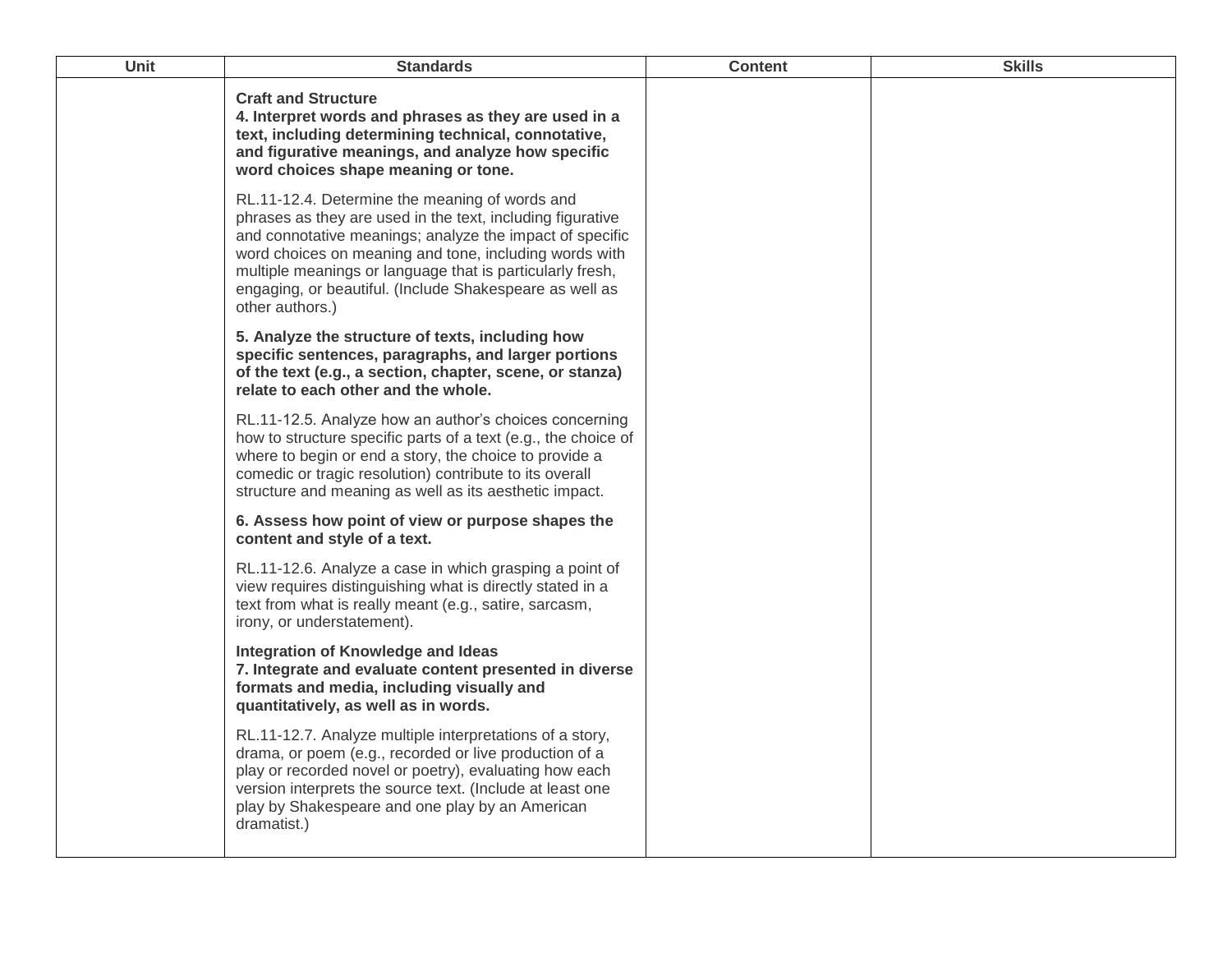| Unit | Standards | Content | Skills |
|---|---|---|---|
| | **Craft and Structure**<br>**4. Interpret words and phrases as they are used in a text, including determining technical, connotative, and figurative meanings, and analyze how specific word choices shape meaning or tone.**<br><br>RL.11-12.4. Determine the meaning of words and phrases as they are used in the text, including figurative and connotative meanings; analyze the impact of specific word choices on meaning and tone, including words with multiple meanings or language that is particularly fresh, engaging, or beautiful. (Include Shakespeare as well as other authors.)<br><br>**5. Analyze the structure of texts, including how specific sentences, paragraphs, and larger portions of the text (e.g., a section, chapter, scene, or stanza) relate to each other and the whole.**<br><br>RL.11-12.5. Analyze how an author's choices concerning how to structure specific parts of a text (e.g., the choice of where to begin or end a story, the choice to provide a comedic or tragic resolution) contribute to its overall structure and meaning as well as its aesthetic impact.<br><br>**6. Assess how point of view or purpose shapes the content and style of a text.**<br><br>RL.11-12.6. Analyze a case in which grasping a point of view requires distinguishing what is directly stated in a text from what is really meant (e.g., satire, sarcasm, irony, or understatement).<br><br>**Integration of Knowledge and Ideas**<br>**7. Integrate and evaluate content presented in diverse formats and media, including visually and quantitatively, as well as in words.**<br><br>RL.11-12.7. Analyze multiple interpretations of a story, drama, or poem (e.g., recorded or live production of a play or recorded novel or poetry), evaluating how each version interprets the source text. (Include at least one play by Shakespeare and one play by an American dramatist.) | | |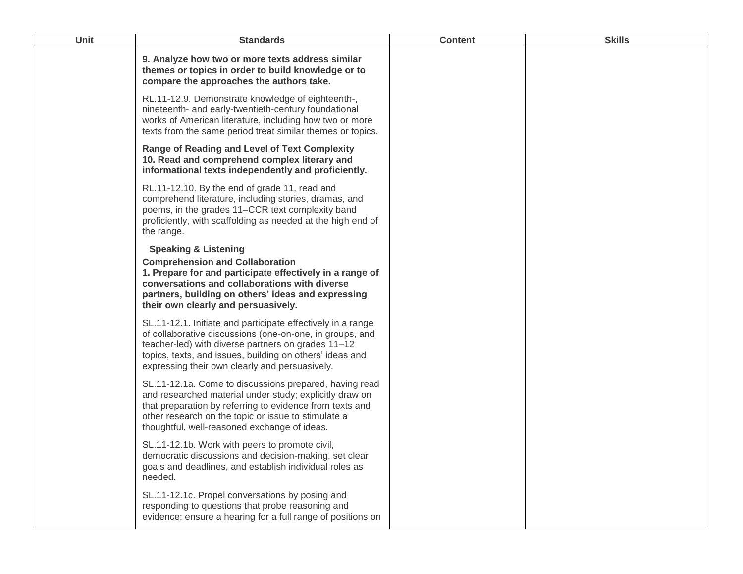| Unit | Standards | Content | Skills |
|---|---|---|---|
| | **9. Analyze how two or more texts address similar themes or topics in order to build knowledge or to compare the approaches the authors take.**<br><br>RL.11-12.9. Demonstrate knowledge of eighteenth-, nineteenth- and early-twentieth-century foundational works of American literature, including how two or more texts from the same period treat similar themes or topics.<br><br>**Range of Reading and Level of Text Complexity**<br>**10. Read and comprehend complex literary and informational texts independently and proficiently.**<br><br>RL.11-12.10. By the end of grade 11, read and comprehend literature, including stories, dramas, and poems, in the grades 11–CCR text complexity band proficiently, with scaffolding as needed at the high end of the range.<br><br>**Speaking & Listening**<br>**Comprehension and Collaboration**<br>**1. Prepare for and participate effectively in a range of conversations and collaborations with diverse partners, building on others' ideas and expressing their own clearly and persuasively.**<br><br>SL.11-12.1. Initiate and participate effectively in a range of collaborative discussions (one-on-one, in groups, and teacher-led) with diverse partners on grades 11–12 topics, texts, and issues, building on others' ideas and expressing their own clearly and persuasively.<br><br>SL.11-12.1a. Come to discussions prepared, having read and researched material under study; explicitly draw on that preparation by referring to evidence from texts and other research on the topic or issue to stimulate a thoughtful, well-reasoned exchange of ideas.<br><br>SL.11-12.1b. Work with peers to promote civil, democratic discussions and decision-making, set clear goals and deadlines, and establish individual roles as needed.<br><br>SL.11-12.1c. Propel conversations by posing and responding to questions that probe reasoning and evidence; ensure a hearing for a full range of positions on | | |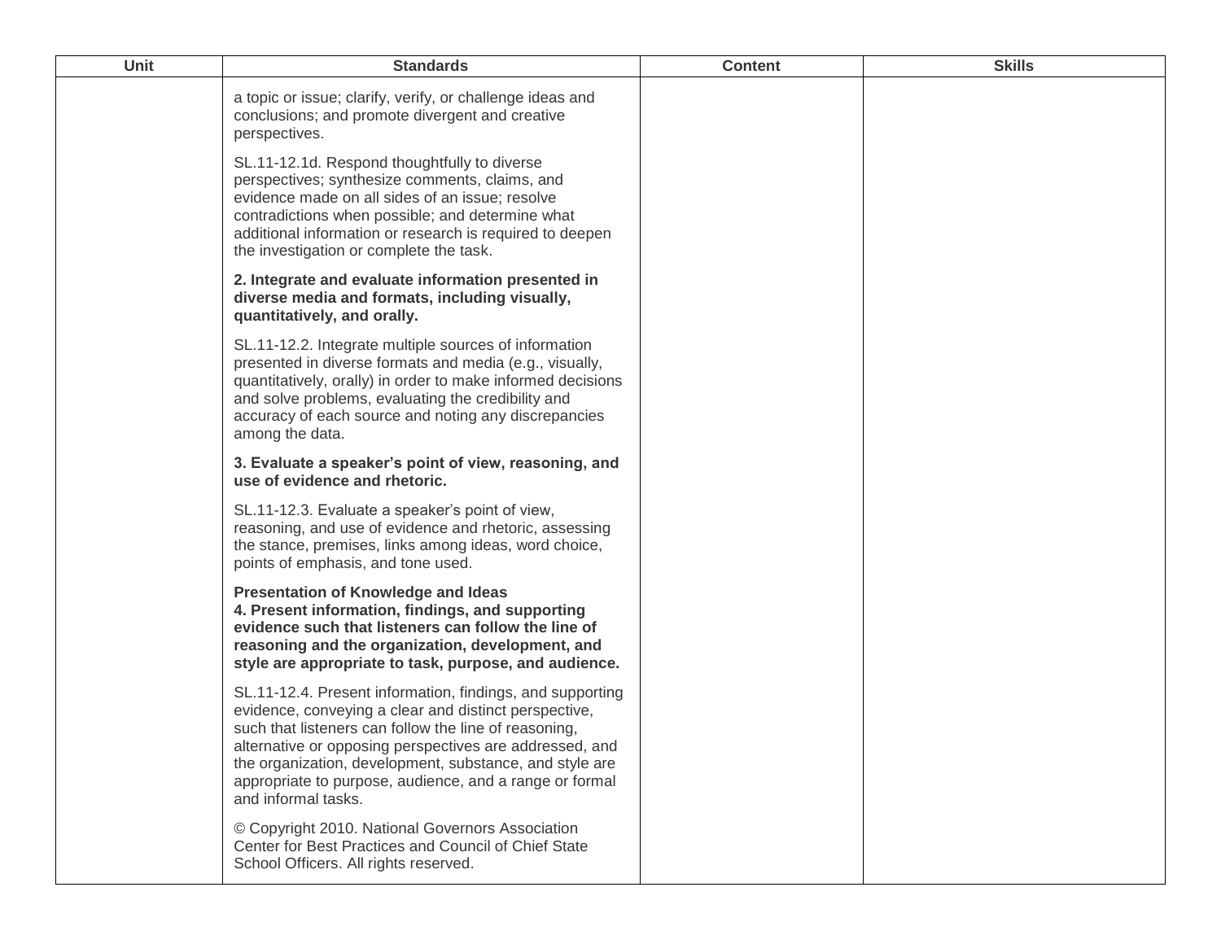| Unit | Standards | Content | Skills |
|---|---|---|---|
| | a topic or issue; clarify, verify, or challenge ideas and conclusions; and promote divergent and creative perspectives.<br><br>SL.11-12.1d. Respond thoughtfully to diverse perspectives; synthesize comments, claims, and evidence made on all sides of an issue; resolve contradictions when possible; and determine what additional information or research is required to deepen the investigation or complete the task.<br><br>**2. Integrate and evaluate information presented in diverse media and formats, including visually, quantitatively, and orally.**<br><br>SL.11-12.2. Integrate multiple sources of information presented in diverse formats and media (e.g., visually, quantitatively, orally) in order to make informed decisions and solve problems, evaluating the credibility and accuracy of each source and noting any discrepancies among the data.<br><br>**3. Evaluate a speaker's point of view, reasoning, and use of evidence and rhetoric.**<br><br>SL.11-12.3. Evaluate a speaker's point of view, reasoning, and use of evidence and rhetoric, assessing the stance, premises, links among ideas, word choice, points of emphasis, and tone used.<br><br>**Presentation of Knowledge and Ideas**<br>**4. Present information, findings, and supporting evidence such that listeners can follow the line of reasoning and the organization, development, and style are appropriate to task, purpose, and audience.**<br><br>SL.11-12.4. Present information, findings, and supporting evidence, conveying a clear and distinct perspective, such that listeners can follow the line of reasoning, alternative or opposing perspectives are addressed, and the organization, development, substance, and style are appropriate to purpose, audience, and a range or formal and informal tasks.<br><br>© Copyright 2010. National Governors Association Center for Best Practices and Council of Chief State School Officers. All rights reserved. | | |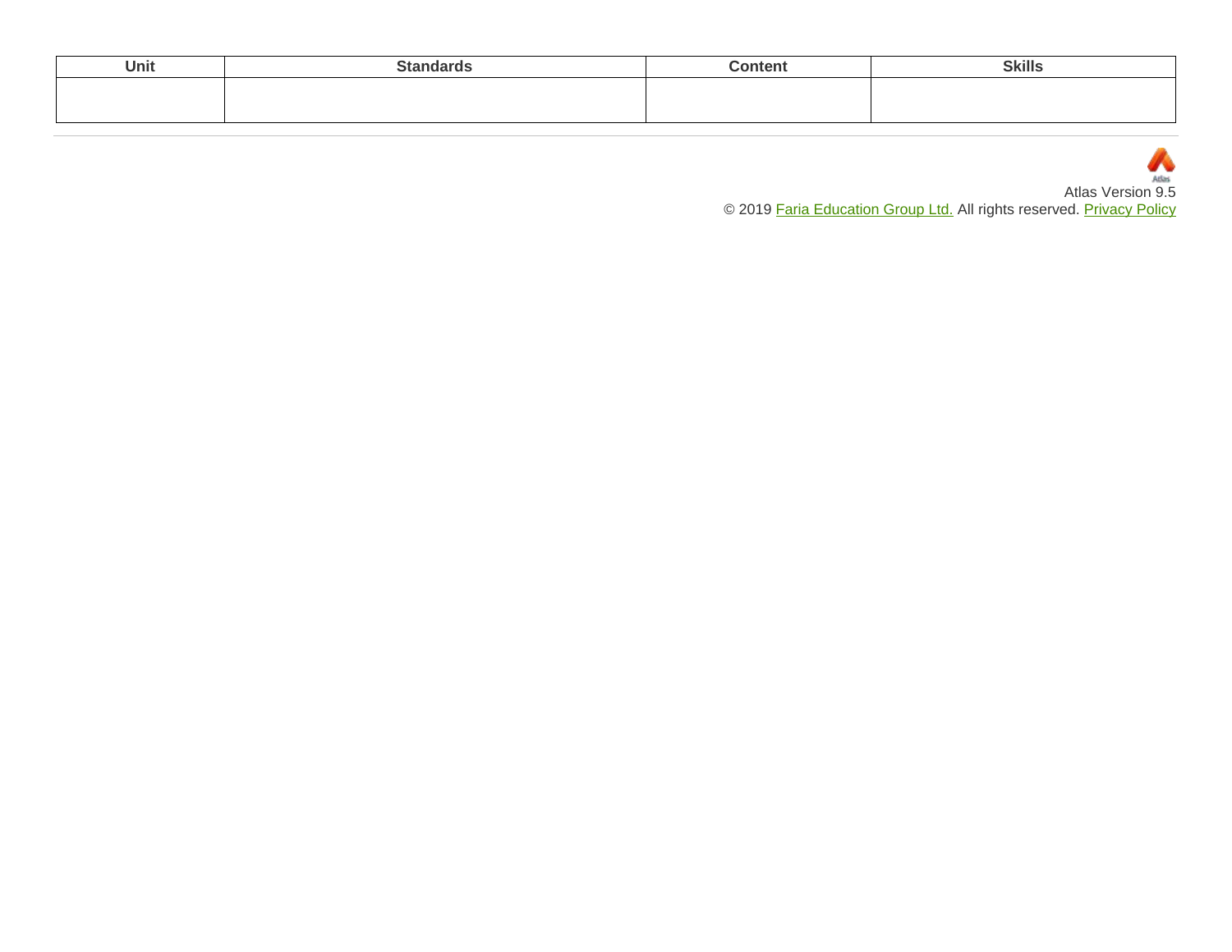| Unit | Standards | Content | Skills |
| --- | --- | --- | --- |
| | | | |

Atlas Version 9.5
© 2019 Faria Education Group Ltd. All rights reserved. Privacy Policy